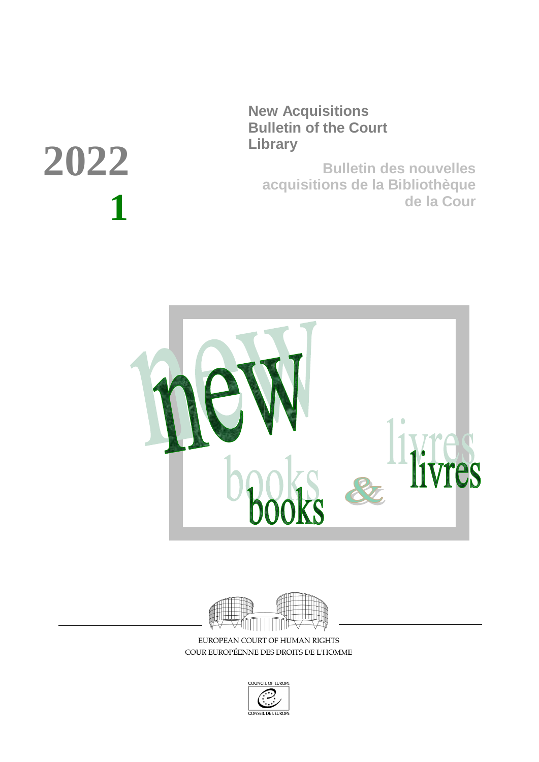# 2022

# 1

**New Acquisitions Bulletin of the Court Library**

**Bulletin des nouvelles acquisitions de la Bibliothèque de la Cour**

new books & livres

EUROPEAN COURT OF HUMAN RIGHTS
COUR EUROPÉENNE DES DROITS DE L'HOMME

COUNCIL OF EUROPE
CONSEIL DE L'EUROPE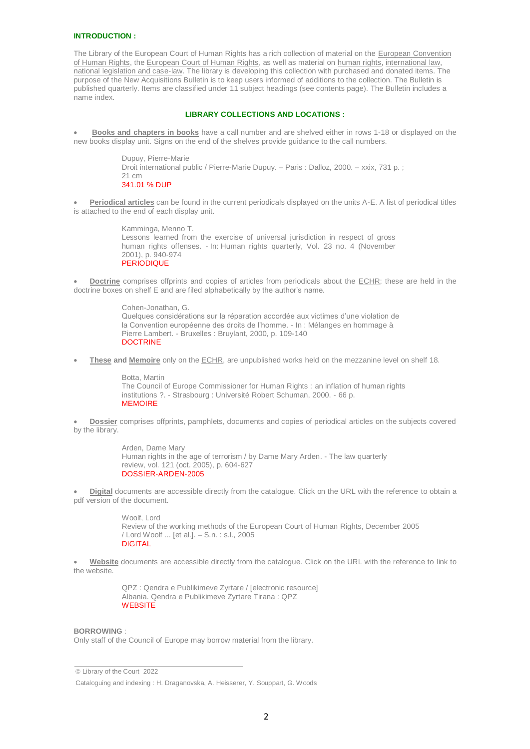## INTRODUCTION :

The Library of the European Court of Human Rights has a rich collection of material on the European Convention of Human Rights, the European Court of Human Rights, as well as material on human rights, international law, national legislation and case-law. The library is developing this collection with purchased and donated items. The purpose of the New Acquisitions Bulletin is to keep users informed of additions to the collection. The Bulletin is published quarterly. Items are classified under 11 subject headings (see contents page). The Bulletin includes a name index.

## LIBRARY COLLECTIONS AND LOCATIONS :

- **Books and chapters in books** have a call number and are shelved either in rows 1-18 or displayed on the new books display unit. Signs on the end of the shelves provide guidance to the call numbers.

  Dupuy, Pierre-Marie  
  Droit international public / Pierre-Marie Dupuy. – Paris : Dalloz, 2000. – xxix, 731 p. ; 21 cm  
  341.01 % DUP

- **Periodical articles** can be found in the current periodicals displayed on the units A-E. A list of periodical titles is attached to the end of each display unit.

  Kamminga, Menno T.  
  Lessons learned from the exercise of universal jurisdiction in respect of gross human rights offenses. - In: Human rights quarterly, Vol. 23 no. 4 (November 2001), p. 940-974  
  PERIODIQUE

- **Doctrine** comprises offprints and copies of articles from periodicals about the ECHR; these are held in the doctrine boxes on shelf E and are filed alphabetically by the author's name.

  Cohen-Jonathan, G.  
  Quelques considérations sur la réparation accordée aux victimes d'une violation de la Convention européenne des droits de l'homme. - In : Mélanges en hommage à Pierre Lambert. - Bruxelles : Bruylant, 2000, p. 109-140  
  DOCTRINE

- **These** and **Memoire** only on the ECHR, are unpublished works held on the mezzanine level on shelf 18.

  Botta, Martin  
  The Council of Europe Commissioner for Human Rights : an inflation of human rights institutions ?. - Strasbourg : Université Robert Schuman, 2000. - 66 p.  
  MEMOIRE

- **Dossier** comprises offprints, pamphlets, documents and copies of periodical articles on the subjects covered by the library.

  Arden, Dame Mary  
  Human rights in the age of terrorism / by Dame Mary Arden. - The law quarterly review, vol. 121 (oct. 2005), p. 604-627  
  DOSSIER-ARDEN-2005

- **Digital** documents are accessible directly from the catalogue. Click on the URL with the reference to obtain a pdf version of the document.

  Woolf, Lord  
  Review of the working methods of the European Court of Human Rights, December 2005 / Lord Woolf ... [et al.]. – S.n. : s.l., 2005  
  DIGITAL

- **Website** documents are accessible directly from the catalogue. Click on the URL with the reference to link to the website.

  QPZ : Qendra e Publikimeve Zyrtare / [electronic resource]  
  Albania. Qendra e Publikimeve Zyrtare Tirana : QPZ  
  WEBSITE

**BORROWING** :  
Only staff of the Council of Europe may borrow material from the library.

---

© Library of the Court 2022

Cataloguing and indexing : H. Draganovska, A. Heisserer, Y. Souppart, G. Woods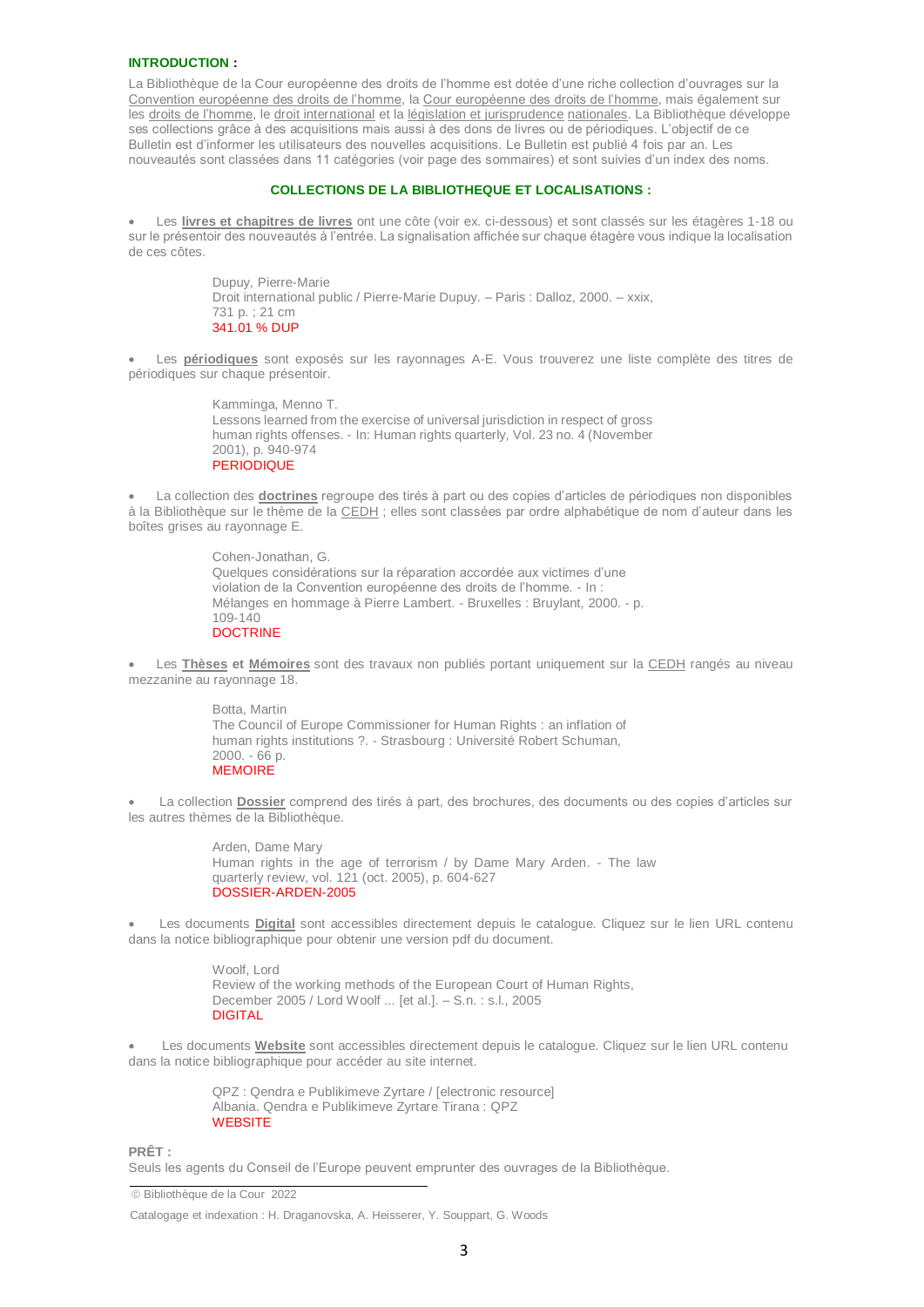**INTRODUCTION :**

La Bibliothèque de la Cour européenne des droits de l'homme est dotée d'une riche collection d'ouvrages sur la Convention européenne des droits de l'homme, la Cour européenne des droits de l'homme, mais également sur les droits de l'homme, le droit international et la législation et jurisprudence nationales. La Bibliothèque développe ses collections grâce à des acquisitions mais aussi à des dons de livres ou de périodiques. L'objectif de ce Bulletin est d'informer les utilisateurs des nouvelles acquisitions. Le Bulletin est publié 4 fois par an. Les nouveautés sont classées dans 11 catégories (voir page des sommaires) et sont suivies d'un index des noms.

**COLLECTIONS DE LA BIBLIOTHEQUE ET LOCALISATIONS :**

- Les **livres et chapitres de livres** ont une côte (voir ex. ci-dessous) et sont classés sur les étagères 1-18 ou sur le présentoir des nouveautés à l'entrée. La signalisation affichée sur chaque étagère vous indique la localisation de ces côtes.

> Dupuy, Pierre-Marie
> Droit international public / Pierre-Marie Dupuy. – Paris : Dalloz, 2000. – xxix, 731 p. ; 21 cm
> 341.01 % DUP

- Les **périodiques** sont exposés sur les rayonnages A-E. Vous trouverez une liste complète des titres de périodiques sur chaque présentoir.

> Kamminga, Menno T.
> Lessons learned from the exercise of universal jurisdiction in respect of gross human rights offenses. - In: Human rights quarterly, Vol. 23 no. 4 (November 2001), p. 940-974
> PERIODIQUE

- La collection des **doctrines** regroupe des tirés à part ou des copies d'articles de périodiques non disponibles à la Bibliothèque sur le thème de la CEDH ; elles sont classées par ordre alphabétique de nom d'auteur dans les boîtes grises au rayonnage E.

> Cohen-Jonathan, G.
> Quelques considérations sur la réparation accordée aux victimes d'une violation de la Convention européenne des droits de l'homme. - In : Mélanges en hommage à Pierre Lambert. - Bruxelles : Bruylant, 2000. - p. 109-140
> DOCTRINE

- Les **Thèses** et **Mémoires** sont des travaux non publiés portant uniquement sur la CEDH rangés au niveau mezzanine au rayonnage 18.

> Botta, Martin
> The Council of Europe Commissioner for Human Rights : an inflation of human rights institutions ?. - Strasbourg : Université Robert Schuman, 2000. - 66 p.
> MEMOIRE

- La collection **Dossier** comprend des tirés à part, des brochures, des documents ou des copies d'articles sur les autres thèmes de la Bibliothèque.

> Arden, Dame Mary
> Human rights in the age of terrorism / by Dame Mary Arden. - The law quarterly review, vol. 121 (oct. 2005), p. 604-627
> DOSSIER-ARDEN-2005

- Les documents **Digital** sont accessibles directement depuis le catalogue. Cliquez sur le lien URL contenu dans la notice bibliographique pour obtenir une version pdf du document.

> Woolf, Lord
> Review of the working methods of the European Court of Human Rights, December 2005 / Lord Woolf ... [et al.]. – S.n. : s.l., 2005
> DIGITAL

- Les documents **Website** sont accessibles directement depuis le catalogue. Cliquez sur le lien URL contenu dans la notice bibliographique pour accéder au site internet.

> QPZ : Qendra e Publikimeve Zyrtare / [electronic resource]
> Albania. Qendra e Publikimeve Zyrtare Tirana : QPZ
> WEBSITE

**PRÊT :**

Seuls les agents du Conseil de l'Europe peuvent emprunter des ouvrages de la Bibliothèque.

© Bibliothèque de la Cour 2022

Catalogage et indexation : H. Draganovska, A. Heisserer, Y. Souppart, G. Woods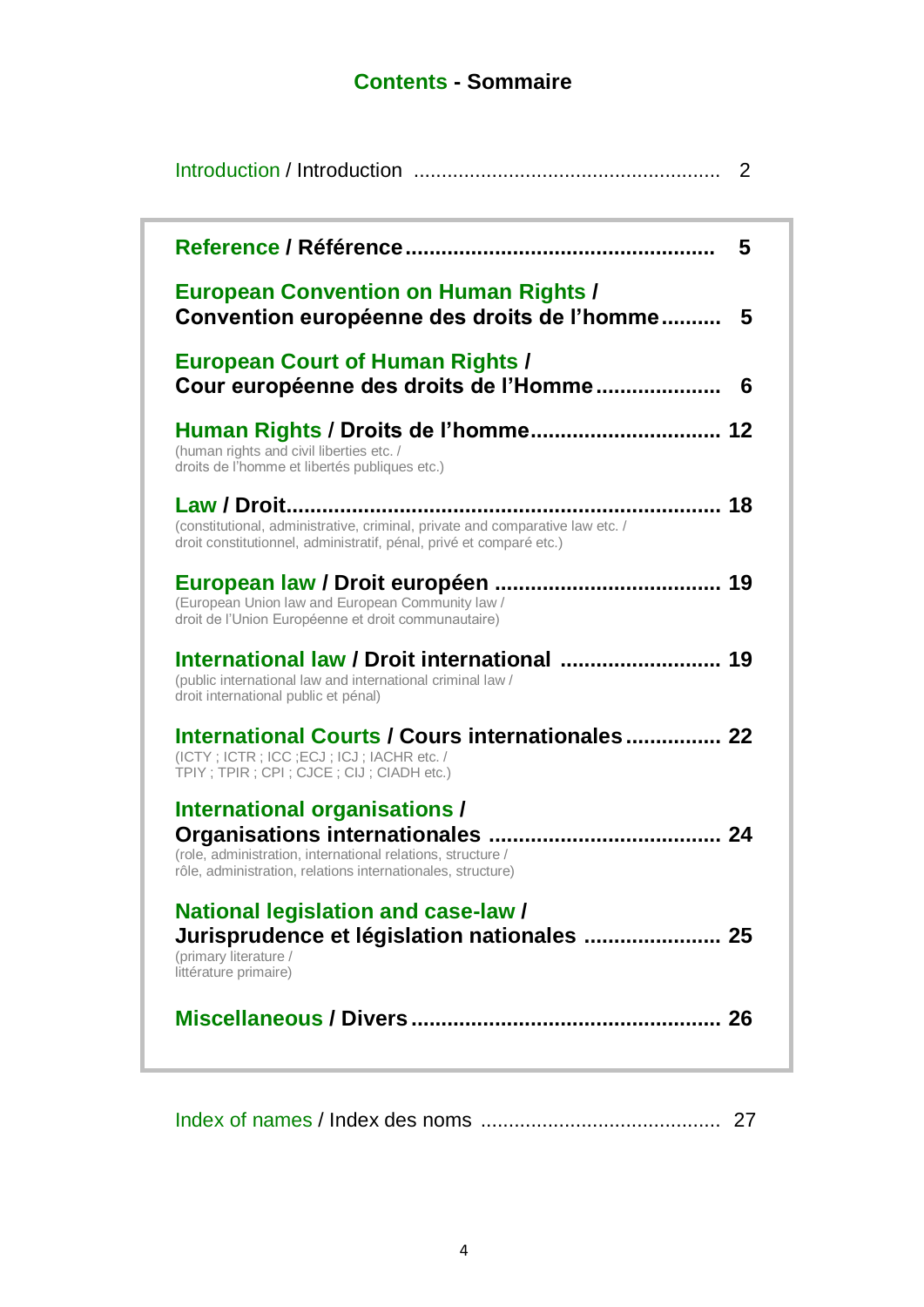# Contents - Sommaire

Introduction / Introduction ...................................................... 2

**Reference / Référence** .................................................. **5**

**European Convention on Human Rights / Convention européenne des droits de l'homme** .......... **5**

**European Court of Human Rights / Cour européenne des droits de l'Homme** .................... **6**

**Human Rights / Droits de l'homme** ............................... **12**
(human rights and civil liberties etc. / droits de l'homme et libertés publiques etc.)

**Law / Droit** ...................................................................... **18**
(constitutional, administrative, criminal, private and comparative law etc. / droit constitutionnel, administratif, pénal, privé et comparé etc.)

**European law / Droit européen** ..................................... **19**
(European Union law and European Community law / droit de l'Union Européenne et droit communautaire)

**International law / Droit international** .......................... **19**
(public international law and international criminal law / droit international public et pénal)

**International Courts / Cours internationales** ................ **22**
(ICTY ; ICTR ; ICC ;ECJ ; ICJ ; IACHR etc. / TPIY ; TPIR ; CPI ; CJCE ; CIJ ; CIADH etc.)

**International organisations / Organisations internationales** ...................................... **24**
(role, administration, international relations, structure / rôle, administration, relations internationales, structure)

**National legislation and case-law / Jurisprudence et législation nationales** ...................... **25**
(primary literature / littérature primaire)

**Miscellaneous / Divers** .................................................. **26**

Index of names / Index des noms .......................................... 27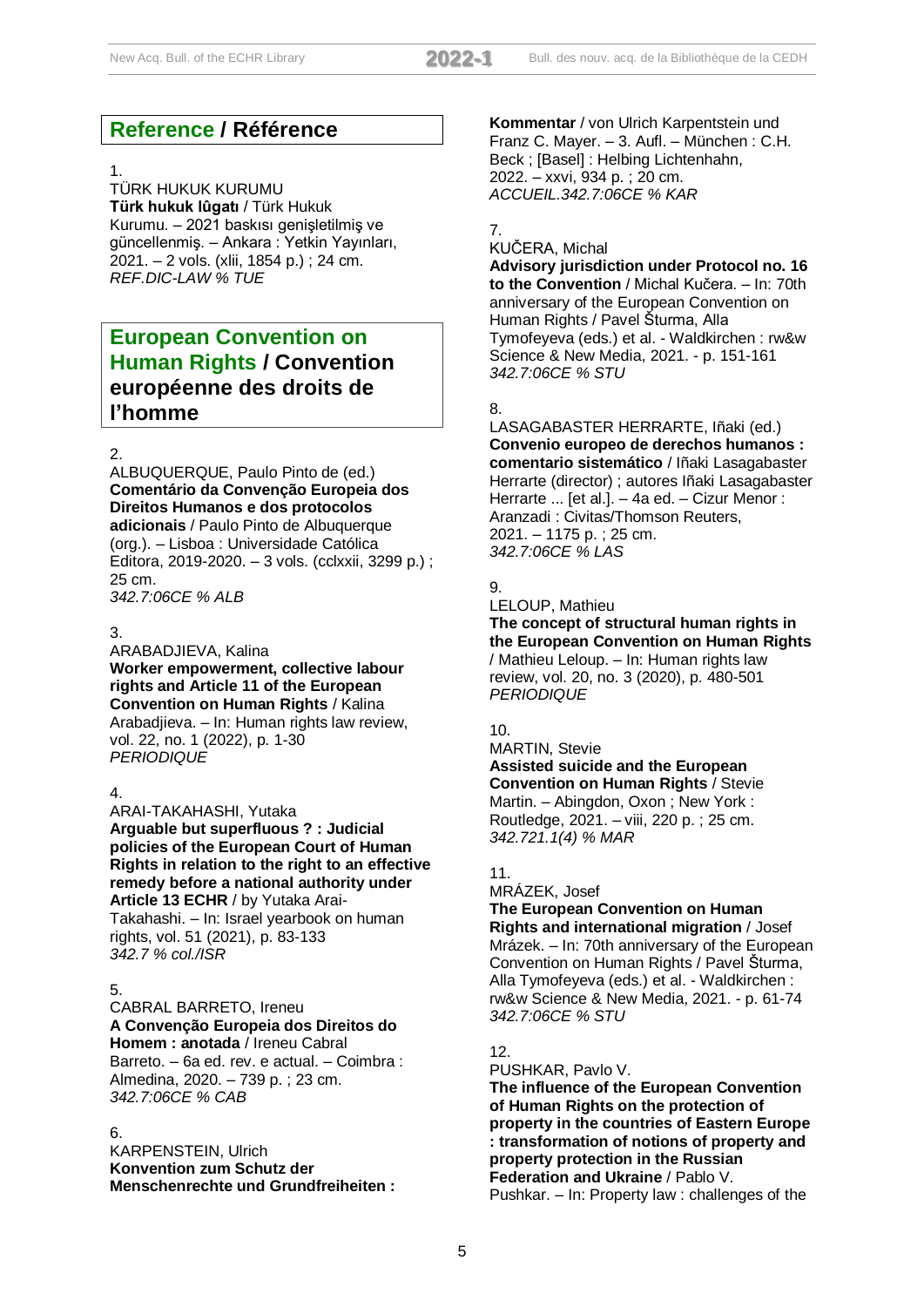## **Reference / Référence**

1.
TÜRK HUKUK KURUMU
**Türk hukuk lûgatı** / Türk Hukuk Kurumu. – 2021 baskısı genişletilmiş ve güncellenmiş. – Ankara : Yetkin Yayınları, 2021. – 2 vols. (xlii, 1854 p.) ; 24 cm.
*REF.DIC-LAW % TUE*

## **European Convention on Human Rights / Convention européenne des droits de l'homme**

2.
ALBUQUERQUE, Paulo Pinto de (ed.)
**Comentário da Convenção Europeia dos Direitos Humanos e dos protocolos adicionais** / Paulo Pinto de Albuquerque (org.). – Lisboa : Universidade Católica Editora, 2019-2020. – 3 vols. (cclxxii, 3299 p.) ; 25 cm.
*342.7:06CE % ALB*

3.
ARABADJIEVA, Kalina
**Worker empowerment, collective labour rights and Article 11 of the European Convention on Human Rights** / Kalina Arabadjieva. – In: Human rights law review, vol. 22, no. 1 (2022), p. 1-30
*PERIODIQUE*

4.
ARAI-TAKAHASHI, Yutaka
**Arguable but superfluous ? : Judicial policies of the European Court of Human Rights in relation to the right to an effective remedy before a national authority under Article 13 ECHR** / by Yutaka Arai-Takahashi. – In: Israel yearbook on human rights, vol. 51 (2021), p. 83-133
*342.7 % col./ISR*

5.
CABRAL BARRETO, Ireneu
**A Convenção Europeia dos Direitos do Homem : anotada** / Ireneu Cabral Barreto. – 6a ed. rev. e actual. – Coimbra : Almedina, 2020. – 739 p. ; 23 cm.
*342.7:06CE % CAB*

6.
KARPENSTEIN, Ulrich
**Konvention zum Schutz der Menschenrechte und Grundfreiheiten : Kommentar** / von Ulrich Karpentstein und Franz C. Mayer. – 3. Aufl. – München : C.H. Beck ; [Basel] : Helbing Lichtenhahn, 2022. – xxvi, 934 p. ; 20 cm.
*ACCUEIL.342.7:06CE % KAR*

7.
KUČERA, Michal
**Advisory jurisdiction under Protocol no. 16 to the Convention** / Michal Kučera. – In: 70th anniversary of the European Convention on Human Rights / Pavel Šturma, Alla Tymofeyeva (eds.) et al. - Waldkirchen : rw&w Science & New Media, 2021. - p. 151-161
*342.7:06CE % STU*

8.
LASAGABASTER HERRARTE, Iñaki (ed.)
**Convenio europeo de derechos humanos : comentario sistemático** / Iñaki Lasagabaster Herrarte (director) ; autores Iñaki Lasagabaster Herrarte ... [et al.]. – 4a ed. – Cizur Menor : Aranzadi : Civitas/Thomson Reuters, 2021. – 1175 p. ; 25 cm.
*342.7:06CE % LAS*

9.
LELOUP, Mathieu
**The concept of structural human rights in the European Convention on Human Rights** / Mathieu Leloup. – In: Human rights law review, vol. 20, no. 3 (2020), p. 480-501
*PERIODIQUE*

10.
MARTIN, Stevie
**Assisted suicide and the European Convention on Human Rights** / Stevie Martin. – Abingdon, Oxon ; New York : Routledge, 2021. – viii, 220 p. ; 25 cm.
*342.721.1(4) % MAR*

11.
MRÁZEK, Josef
**The European Convention on Human Rights and international migration** / Josef Mrázek. – In: 70th anniversary of the European Convention on Human Rights / Pavel Šturma, Alla Tymofeyeva (eds.) et al. - Waldkirchen : rw&w Science & New Media, 2021. - p. 61-74
*342.7:06CE % STU*

12.
PUSHKAR, Pavlo V.
**The influence of the European Convention of Human Rights on the protection of property in the countries of Eastern Europe : transformation of notions of property and property protection in the Russian Federation and Ukraine** / Pablo V. Pushkar. – In: Property law : challenges of the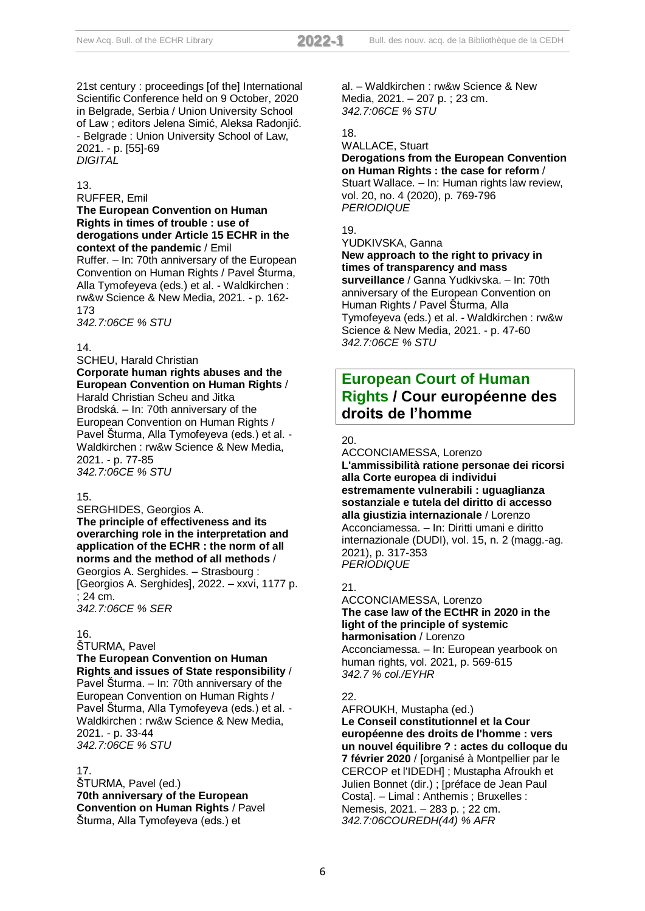21st century : proceedings [of the] International Scientific Conference held on 9 October, 2020 in Belgrade, Serbia / Union University School of Law ; editors Jelena Simić, Aleksa Radonjić. - Belgrade : Union University School of Law, 2021. - p. [55]-69
*DIGITAL*

13.
RUFFER, Emil
**The European Convention on Human Rights in times of trouble : use of derogations under Article 15 ECHR in the context of the pandemic** / Emil Ruffer. – In: 70th anniversary of the European Convention on Human Rights / Pavel Šturma, Alla Tymofeyeva (eds.) et al. - Waldkirchen : rw&w Science & New Media, 2021. - p. 162-173
*342.7:06CE % STU*

14.
SCHEU, Harald Christian
**Corporate human rights abuses and the European Convention on Human Rights** / Harald Christian Scheu and Jitka Brodská. – In: 70th anniversary of the European Convention on Human Rights / Pavel Šturma, Alla Tymofeyeva (eds.) et al. - Waldkirchen : rw&w Science & New Media, 2021. - p. 77-85
*342.7:06CE % STU*

15.
SERGHIDES, Georgios A.
**The principle of effectiveness and its overarching role in the interpretation and application of the ECHR : the norm of all norms and the method of all methods** / Georgios A. Serghides. – Strasbourg : [Georgios A. Serghides], 2022. – xxvi, 1177 p. ; 24 cm.
*342.7:06CE % SER*

16.
ŠTURMA, Pavel
**The European Convention on Human Rights and issues of State responsibility** / Pavel Šturma. – In: 70th anniversary of the European Convention on Human Rights / Pavel Šturma, Alla Tymofeyeva (eds.) et al. - Waldkirchen : rw&w Science & New Media, 2021. - p. 33-44
*342.7:06CE % STU*

17.
ŠTURMA, Pavel (ed.)
**70th anniversary of the European Convention on Human Rights** / Pavel Šturma, Alla Tymofeyeva (eds.) et al. – Waldkirchen : rw&w Science & New Media, 2021. – 207 p. ; 23 cm.
*342.7:06CE % STU*

18.
WALLACE, Stuart
**Derogations from the European Convention on Human Rights : the case for reform** / Stuart Wallace. – In: Human rights law review, vol. 20, no. 4 (2020), p. 769-796
*PERIODIQUE*

19.
YUDKIVSKA, Ganna
**New approach to the right to privacy in times of transparency and mass surveillance** / Ganna Yudkivska. – In: 70th anniversary of the European Convention on Human Rights / Pavel Šturma, Alla Tymofeyeva (eds.) et al. - Waldkirchen : rw&w Science & New Media, 2021. - p. 47-60
*342.7:06CE % STU*

## European Court of Human Rights / Cour européenne des droits de l'homme

20.
ACCONCIAMESSA, Lorenzo
**L'ammissibilità ratione personae dei ricorsi alla Corte europea di individui estremamente vulnerabili : uguaglianza sostanziale e tutela del diritto di accesso alla giustizia internazionale** / Lorenzo Acconciamessa. – In: Diritti umani e diritto internazionale (DUDI), vol. 15, n. 2 (magg.-ag. 2021), p. 317-353
*PERIODIQUE*

21.
ACCONCIAMESSA, Lorenzo
**The case law of the ECtHR in 2020 in the light of the principle of systemic harmonisation** / Lorenzo Acconciamessa. – In: European yearbook on human rights, vol. 2021, p. 569-615
*342.7 % col./EYHR*

22.
AFROUKH, Mustapha (ed.)
**Le Conseil constitutionnel et la Cour européenne des droits de l'homme : vers un nouvel équilibre ? : actes du colloque du 7 février 2020** / [organisé à Montpellier par le CERCOP et l'IDEDH] ; Mustapha Afroukh et Julien Bonnet (dir.) ; [préface de Jean Paul Costa]. – Limal : Anthemis ; Bruxelles : Nemesis, 2021. – 283 p. ; 22 cm.
*342.7:06COUREDH(44) % AFR*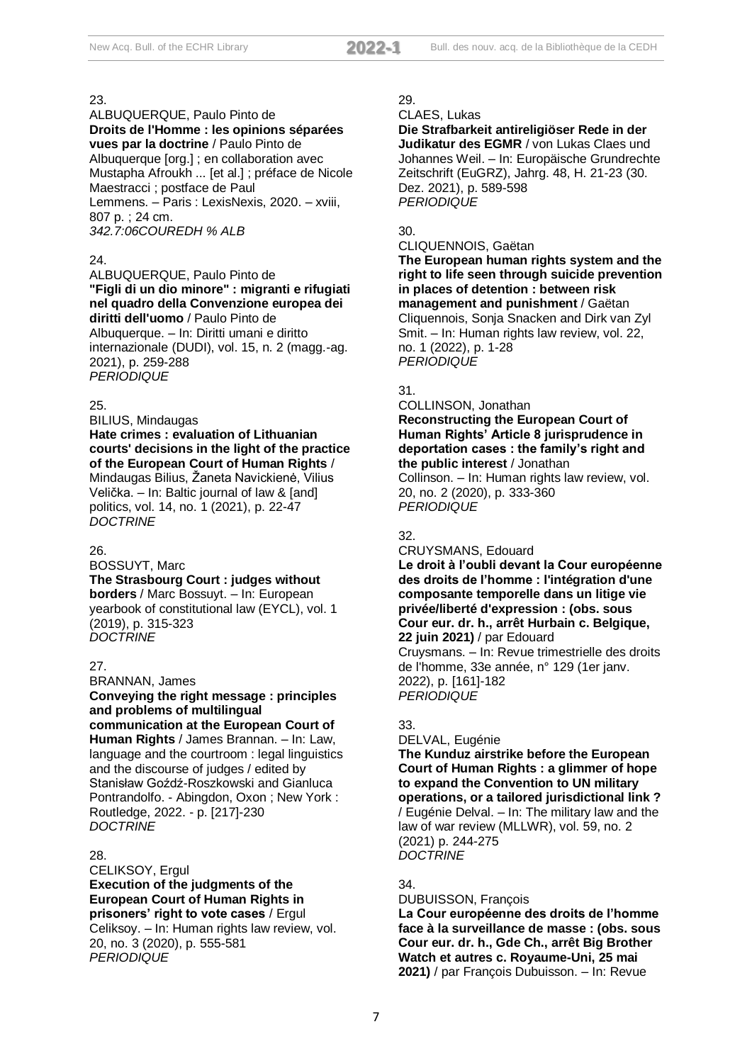23.

ALBUQUERQUE, Paulo Pinto de
**Droits de l'Homme : les opinions séparées vues par la doctrine** / Paulo Pinto de Albuquerque [org.] ; en collaboration avec Mustapha Afroukh ... [et al.] ; préface de Nicole Maestracci ; postface de Paul Lemmens. – Paris : LexisNexis, 2020. – xviii, 807 p. ; 24 cm.
*342.7:06COUREDH % ALB*

24.

ALBUQUERQUE, Paulo Pinto de
**"Figli di un dio minore" : migranti e rifugiati nel quadro della Convenzione europea dei diritti dell'uomo** / Paulo Pinto de Albuquerque. – In: Diritti umani e diritto internazionale (DUDI), vol. 15, n. 2 (magg.-ag. 2021), p. 259-288
*PERIODIQUE*

25.

BILIUS, Mindaugas
**Hate crimes : evaluation of Lithuanian courts' decisions in the light of the practice of the European Court of Human Rights** / Mindaugas Bilius, Žaneta Navickienė, Vilius Velička. – In: Baltic journal of law & [and] politics, vol. 14, no. 1 (2021), p. 22-47
*DOCTRINE*

26.

BOSSUYT, Marc
**The Strasbourg Court : judges without borders** / Marc Bossuyt. – In: European yearbook of constitutional law (EYCL), vol. 1 (2019), p. 315-323
*DOCTRINE*

27.

BRANNAN, James
**Conveying the right message : principles and problems of multilingual communication at the European Court of Human Rights** / James Brannan. – In: Law, language and the courtroom : legal linguistics and the discourse of judges / edited by Stanisław Goźdź-Roszkowski and Gianluca Pontrandolfo. - Abingdon, Oxon ; New York : Routledge, 2022. - p. [217]-230
*DOCTRINE*

28.

CELIKSOY, Ergul
**Execution of the judgments of the European Court of Human Rights in prisoners' right to vote cases** / Ergul Celiksoy. – In: Human rights law review, vol. 20, no. 3 (2020), p. 555-581
*PERIODIQUE*

29.

CLAES, Lukas
**Die Strafbarkeit antireligiöser Rede in der Judikatur des EGMR** / von Lukas Claes und Johannes Weil. – In: Europäische Grundrechte Zeitschrift (EuGRZ), Jahrg. 48, H. 21-23 (30. Dez. 2021), p. 589-598
*PERIODIQUE*

30.

CLIQUENNOIS, Gaëtan
**The European human rights system and the right to life seen through suicide prevention in places of detention : between risk management and punishment** / Gaëtan Cliquennois, Sonja Snacken and Dirk van Zyl Smit. – In: Human rights law review, vol. 22, no. 1 (2022), p. 1-28
*PERIODIQUE*

31.

COLLINSON, Jonathan
**Reconstructing the European Court of Human Rights' Article 8 jurisprudence in deportation cases : the family's right and the public interest** / Jonathan Collinson. – In: Human rights law review, vol. 20, no. 2 (2020), p. 333-360
*PERIODIQUE*

32.

CRUYSMANS, Edouard
**Le droit à l'oubli devant la Cour européenne des droits de l'homme : l'intégration d'une composante temporelle dans un litige vie privée/liberté d'expression : (obs. sous Cour eur. dr. h., arrêt Hurbain c. Belgique, 22 juin 2021)** / par Edouard Cruysmans. – In: Revue trimestrielle des droits de l'homme, 33e année, n° 129 (1er janv. 2022), p. [161]-182
*PERIODIQUE*

33.

DELVAL, Eugénie
**The Kunduz airstrike before the European Court of Human Rights : a glimmer of hope to expand the Convention to UN military operations, or a tailored jurisdictional link ?** / Eugénie Delval. – In: The military law and the law of war review (MLLWR), vol. 59, no. 2 (2021) p. 244-275
*DOCTRINE*

34.

DUBUISSON, François
**La Cour européenne des droits de l'homme face à la surveillance de masse : (obs. sous Cour eur. dr. h., Gde Ch., arrêt Big Brother Watch et autres c. Royaume-Uni, 25 mai 2021)** / par François Dubuisson. – In: Revue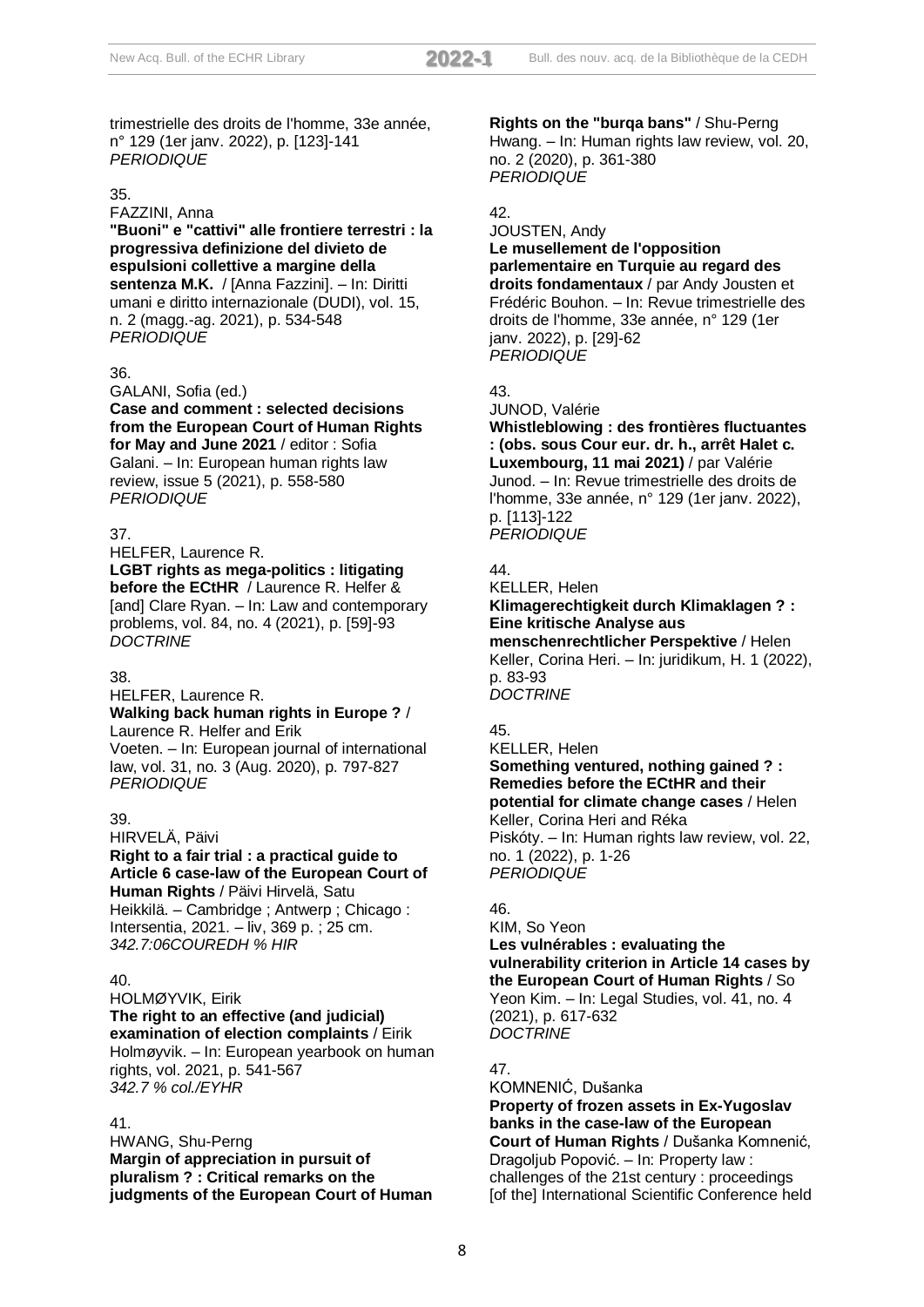trimestrielle des droits de l'homme, 33e année, n° 129 (1er janv. 2022), p. [123]-141
*PERIODIQUE*

35.
FAZZINI, Anna
**"Buoni" e "cattivi" alle frontiere terrestri : la progressiva definizione del divieto de espulsioni collettive a margine della sentenza M.K.** / [Anna Fazzini]. – In: Diritti umani e diritto internazionale (DUDI), vol. 15, n. 2 (magg.-ag. 2021), p. 534-548
*PERIODIQUE*

36.
GALANI, Sofia (ed.)
**Case and comment : selected decisions from the European Court of Human Rights for May and June 2021** / editor : Sofia Galani. – In: European human rights law review, issue 5 (2021), p. 558-580
*PERIODIQUE*

37.
HELFER, Laurence R.
**LGBT rights as mega-politics : litigating before the ECtHR** / Laurence R. Helfer & [and] Clare Ryan. – In: Law and contemporary problems, vol. 84, no. 4 (2021), p. [59]-93
*DOCTRINE*

38.
HELFER, Laurence R.
**Walking back human rights in Europe ?** / Laurence R. Helfer and Erik Voeten. – In: European journal of international law, vol. 31, no. 3 (Aug. 2020), p. 797-827
*PERIODIQUE*

39.
HIRVELÄ, Päivi
**Right to a fair trial : a practical guide to Article 6 case-law of the European Court of Human Rights** / Päivi Hirvelä, Satu Heikkilä. – Cambridge ; Antwerp ; Chicago : Intersentia, 2021. – liv, 369 p. ; 25 cm.
*342.7:06COUREDH % HIR*

40.
HOLMØYVIK, Eirik
**The right to an effective (and judicial) examination of election complaints** / Eirik Holmøyvik. – In: European yearbook on human rights, vol. 2021, p. 541-567
*342.7 % col./EYHR*

41.
HWANG, Shu-Perng
**Margin of appreciation in pursuit of pluralism ? : Critical remarks on the judgments of the European Court of Human Rights on the "burqa bans"** / Shu-Perng Hwang. – In: Human rights law review, vol. 20, no. 2 (2020), p. 361-380
*PERIODIQUE*

42.
JOUSTEN, Andy
**Le musellement de l'opposition parlementaire en Turquie au regard des droits fondamentaux** / par Andy Jousten et Frédéric Bouhon. – In: Revue trimestrielle des droits de l'homme, 33e année, n° 129 (1er janv. 2022), p. [29]-62
*PERIODIQUE*

43.
JUNOD, Valérie
**Whistleblowing : des frontières fluctuantes : (obs. sous Cour eur. dr. h., arrêt Halet c. Luxembourg, 11 mai 2021)** / par Valérie Junod. – In: Revue trimestrielle des droits de l'homme, 33e année, n° 129 (1er janv. 2022), p. [113]-122
*PERIODIQUE*

44.
KELLER, Helen
**Klimagerechtigkeit durch Klimaklagen ? : Eine kritische Analyse aus menschenrechtlicher Perspektive** / Helen Keller, Corina Heri. – In: juridikum, H. 1 (2022), p. 83-93
*DOCTRINE*

45.
KELLER, Helen
**Something ventured, nothing gained ? : Remedies before the ECtHR and their potential for climate change cases** / Helen Keller, Corina Heri and Réka Piskóty. – In: Human rights law review, vol. 22, no. 1 (2022), p. 1-26
*PERIODIQUE*

46.
KIM, So Yeon
**Les vulnérables : evaluating the vulnerability criterion in Article 14 cases by the European Court of Human Rights** / So Yeon Kim. – In: Legal Studies, vol. 41, no. 4 (2021), p. 617-632
*DOCTRINE*

47.
KOMNENIĆ, Dušanka
**Property of frozen assets in Ex-Yugoslav banks in the case-law of the European Court of Human Rights** / Dušanka Komnenić, Dragoljub Popović. – In: Property law : challenges of the 21st century : proceedings [of the] International Scientific Conference held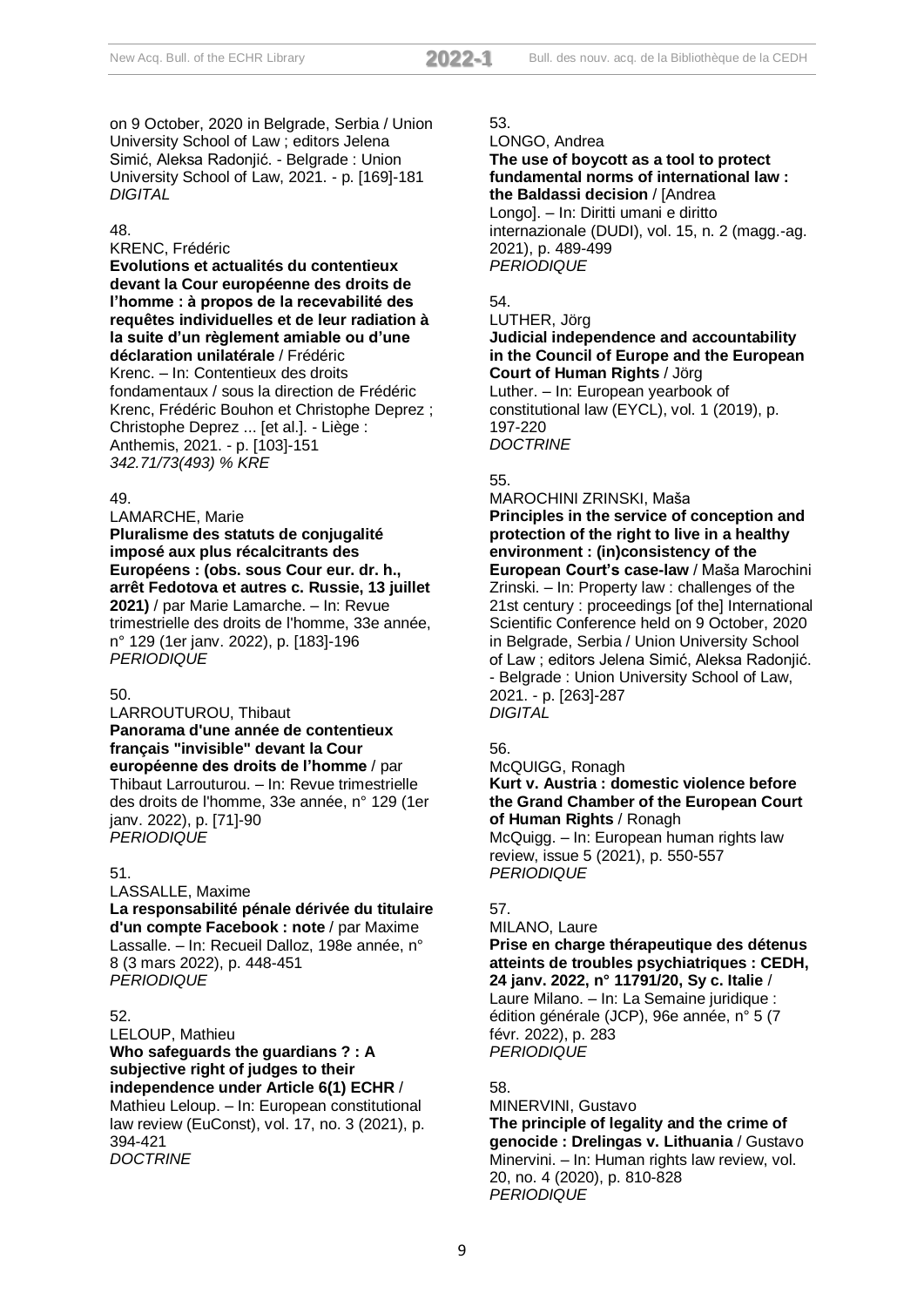on 9 October, 2020 in Belgrade, Serbia / Union University School of Law ; editors Jelena Simić, Aleksa Radonjić. - Belgrade : Union University School of Law, 2021. - p. [169]-181
*DIGITAL*

48.
KRENC, Frédéric
**Evolutions et actualités du contentieux devant la Cour européenne des droits de l'homme : à propos de la recevabilité des requêtes individuelles et de leur radiation à la suite d'un règlement amiable ou d'une déclaration unilatérale** / Frédéric Krenc. – In: Contentieux des droits fondamentaux / sous la direction de Frédéric Krenc, Frédéric Bouhon et Christophe Deprez ; Christophe Deprez ... [et al.]. - Liège : Anthemis, 2021. - p. [103]-151
*342.71/73(493) % KRE*

49.
LAMARCHE, Marie
**Pluralisme des statuts de conjugalité imposé aux plus récalcitrants des Européens : (obs. sous Cour eur. dr. h., arrêt Fedotova et autres c. Russie, 13 juillet 2021)** / par Marie Lamarche. – In: Revue trimestrielle des droits de l'homme, 33e année, n° 129 (1er janv. 2022), p. [183]-196
*PERIODIQUE*

50.
LARROUTUROU, Thibaut
**Panorama d'une année de contentieux français "invisible" devant la Cour européenne des droits de l'homme** / par Thibaut Larrouturou. – In: Revue trimestrielle des droits de l'homme, 33e année, n° 129 (1er janv. 2022), p. [71]-90
*PERIODIQUE*

51.
LASSALLE, Maxime
**La responsabilité pénale dérivée du titulaire d'un compte Facebook : note** / par Maxime Lassalle. – In: Recueil Dalloz, 198e année, n° 8 (3 mars 2022), p. 448-451
*PERIODIQUE*

52.
LELOUP, Mathieu
**Who safeguards the guardians ? : A subjective right of judges to their independence under Article 6(1) ECHR** / Mathieu Leloup. – In: European constitutional law review (EuConst), vol. 17, no. 3 (2021), p. 394-421
*DOCTRINE*

53.
LONGO, Andrea
**The use of boycott as a tool to protect fundamental norms of international law : the Baldassi decision** / [Andrea Longo]. – In: Diritti umani e diritto internazionale (DUDI), vol. 15, n. 2 (magg.-ag. 2021), p. 489-499
*PERIODIQUE*

54.
LUTHER, Jörg
**Judicial independence and accountability in the Council of Europe and the European Court of Human Rights** / Jörg Luther. – In: European yearbook of constitutional law (EYCL), vol. 1 (2019), p. 197-220
*DOCTRINE*

55.
MAROCHINI ZRINSKI, Maša
**Principles in the service of conception and protection of the right to live in a healthy environment : (in)consistency of the European Court's case-law** / Maša Marochini Zrinski. – In: Property law : challenges of the 21st century : proceedings [of the] International Scientific Conference held on 9 October, 2020 in Belgrade, Serbia / Union University School of Law ; editors Jelena Simić, Aleksa Radonjić. - Belgrade : Union University School of Law, 2021. - p. [263]-287
*DIGITAL*

56.
McQUIGG, Ronagh
**Kurt v. Austria : domestic violence before the Grand Chamber of the European Court of Human Rights** / Ronagh McQuigg. – In: European human rights law review, issue 5 (2021), p. 550-557
*PERIODIQUE*

57.
MILANO, Laure
**Prise en charge thérapeutique des détenus atteints de troubles psychiatriques : CEDH, 24 janv. 2022, n° 11791/20, Sy c. Italie** / Laure Milano. – In: La Semaine juridique : édition générale (JCP), 96e année, n° 5 (7 févr. 2022), p. 283
*PERIODIQUE*

58.
MINERVINI, Gustavo
**The principle of legality and the crime of genocide : Drelingas v. Lithuania** / Gustavo Minervini. – In: Human rights law review, vol. 20, no. 4 (2020), p. 810-828
*PERIODIQUE*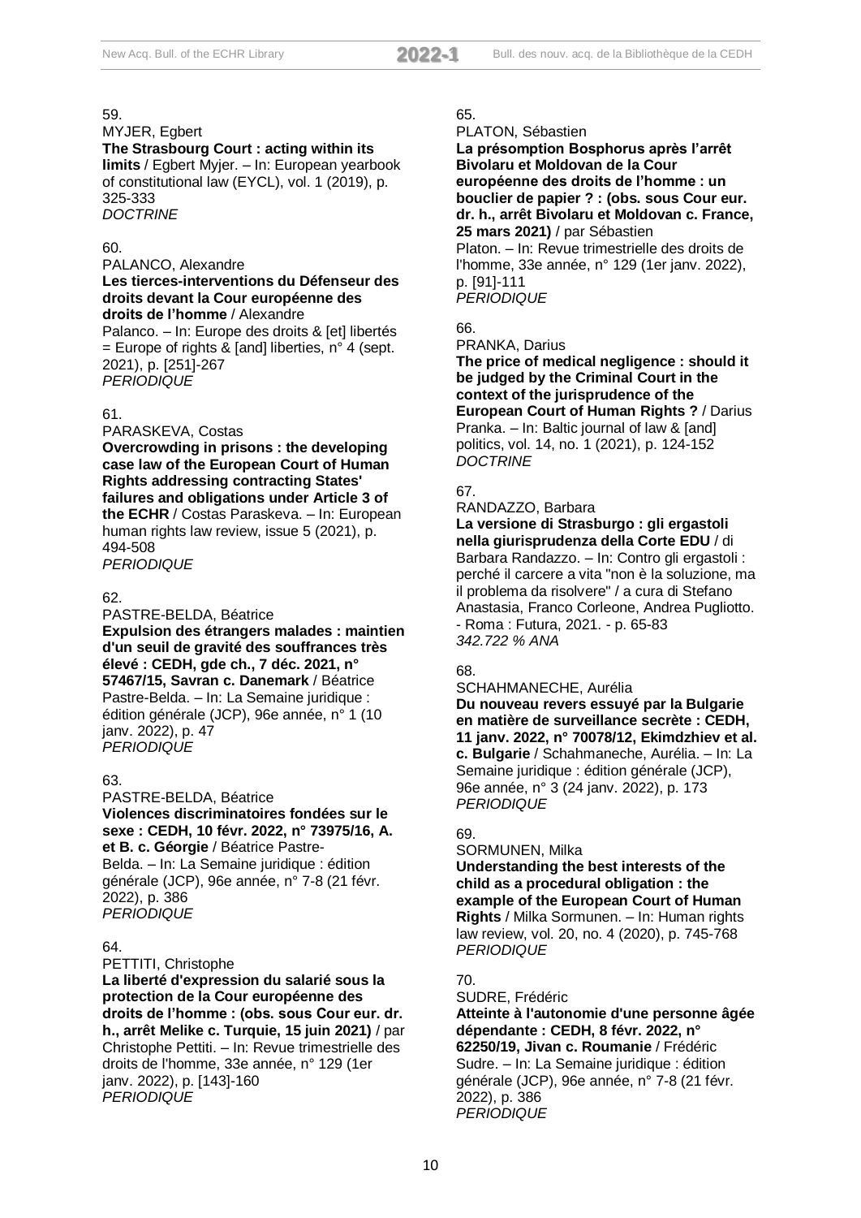59.
MYJER, Egbert
**The Strasbourg Court : acting within its limits** / Egbert Myjer. – In: European yearbook of constitutional law (EYCL), vol. 1 (2019), p. 325-333
*DOCTRINE*

60.
PALANCO, Alexandre
**Les tierces-interventions du Défenseur des droits devant la Cour européenne des droits de l'homme** / Alexandre Palanco. – In: Europe des droits & [et] libertés = Europe of rights & [and] liberties, n° 4 (sept. 2021), p. [251]-267
*PERIODIQUE*

61.
PARASKEVA, Costas
**Overcrowding in prisons : the developing case law of the European Court of Human Rights addressing contracting States' failures and obligations under Article 3 of the ECHR** / Costas Paraskeva. – In: European human rights law review, issue 5 (2021), p. 494-508
*PERIODIQUE*

62.
PASTRE-BELDA, Béatrice
**Expulsion des étrangers malades : maintien d'un seuil de gravité des souffrances très élevé : CEDH, gde ch., 7 déc. 2021, n° 57467/15, Savran c. Danemark** / Béatrice Pastre-Belda. – In: La Semaine juridique : édition générale (JCP), 96e année, n° 1 (10 janv. 2022), p. 47
*PERIODIQUE*

63.
PASTRE-BELDA, Béatrice
**Violences discriminatoires fondées sur le sexe : CEDH, 10 févr. 2022, n° 73975/16, A. et B. c. Géorgie** / Béatrice Pastre-Belda. – In: La Semaine juridique : édition générale (JCP), 96e année, n° 7-8 (21 févr. 2022), p. 386
*PERIODIQUE*

64.
PETTITI, Christophe
**La liberté d'expression du salarié sous la protection de la Cour européenne des droits de l'homme : (obs. sous Cour eur. dr. h., arrêt Melike c. Turquie, 15 juin 2021)** / par Christophe Pettiti. – In: Revue trimestrielle des droits de l'homme, 33e année, n° 129 (1er janv. 2022), p. [143]-160
*PERIODIQUE*

65.
PLATON, Sébastien
**La présomption Bosphorus après l'arrêt Bivolaru et Moldovan de la Cour européenne des droits de l'homme : un bouclier de papier ? : (obs. sous Cour eur. dr. h., arrêt Bivolaru et Moldovan c. France, 25 mars 2021)** / par Sébastien Platon. – In: Revue trimestrielle des droits de l'homme, 33e année, n° 129 (1er janv. 2022), p. [91]-111
*PERIODIQUE*

66.
PRANKA, Darius
**The price of medical negligence : should it be judged by the Criminal Court in the context of the jurisprudence of the European Court of Human Rights ?** / Darius Pranka. – In: Baltic journal of law & [and] politics, vol. 14, no. 1 (2021), p. 124-152
*DOCTRINE*

67.
RANDAZZO, Barbara
**La versione di Strasburgo : gli ergastoli nella giurisprudenza della Corte EDU** / di Barbara Randazzo. – In: Contro gli ergastoli : perché il carcere a vita "non è la soluzione, ma il problema da risolvere" / a cura di Stefano Anastasia, Franco Corleone, Andrea Pugliotto. - Roma : Futura, 2021. - p. 65-83
*342.722 % ANA*

68.
SCHAHMANECHE, Aurélia
**Du nouveau revers essuyé par la Bulgarie en matière de surveillance secrète : CEDH, 11 janv. 2022, n° 70078/12, Ekimdzhiev et al. c. Bulgarie** / Schahmaneche, Aurélia. – In: La Semaine juridique : édition générale (JCP), 96e année, n° 3 (24 janv. 2022), p. 173
*PERIODIQUE*

69.
SORMUNEN, Milka
**Understanding the best interests of the child as a procedural obligation : the example of the European Court of Human Rights** / Milka Sormunen. – In: Human rights law review, vol. 20, no. 4 (2020), p. 745-768
*PERIODIQUE*

70.
SUDRE, Frédéric
**Atteinte à l'autonomie d'une personne âgée dépendante : CEDH, 8 févr. 2022, n° 62250/19, Jivan c. Roumanie** / Frédéric Sudre. – In: La Semaine juridique : édition générale (JCP), 96e année, n° 7-8 (21 févr. 2022), p. 386
*PERIODIQUE*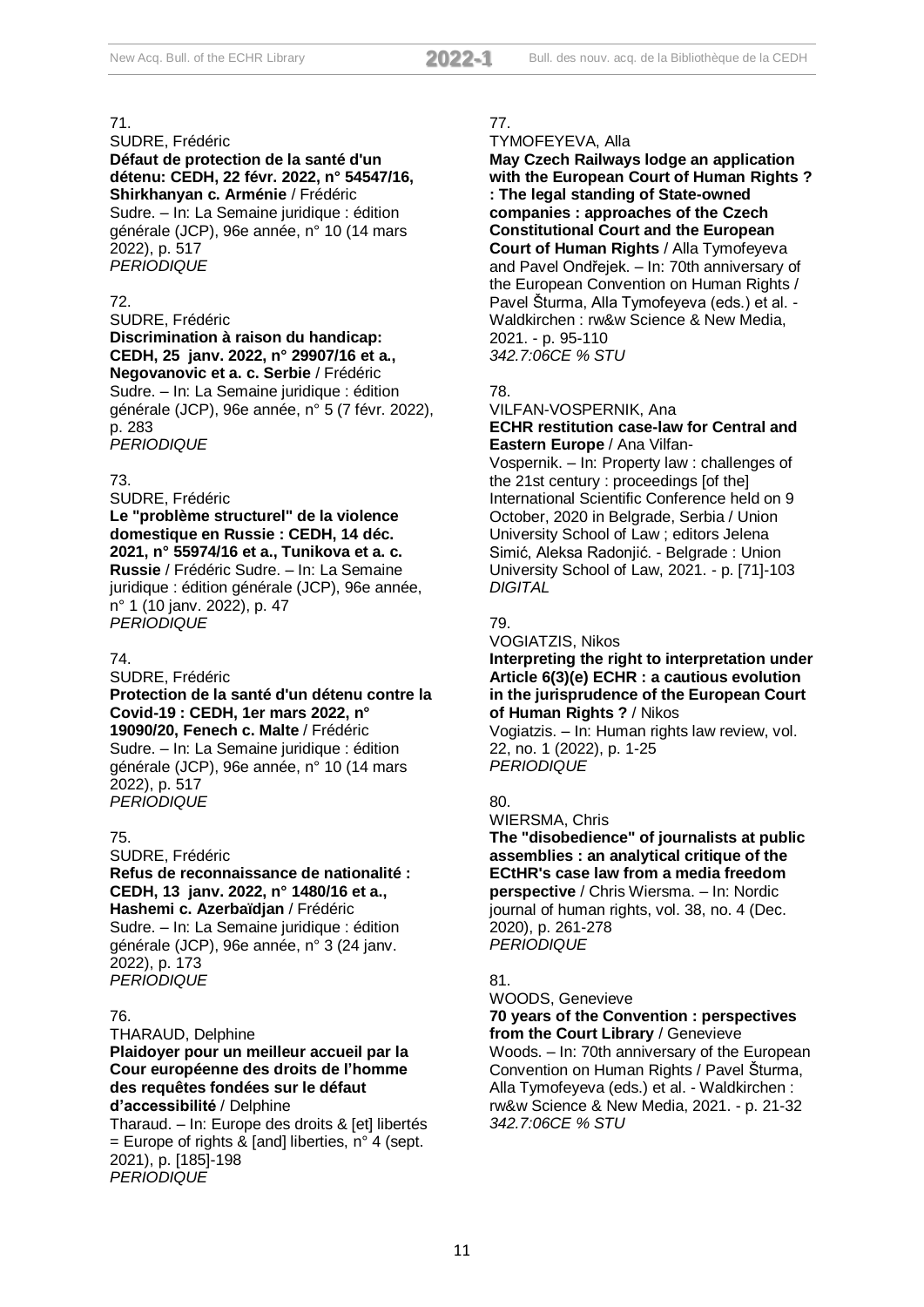71.
SUDRE, Frédéric
**Défaut de protection de la santé d'un détenu: CEDH, 22 févr. 2022, n° 54547/16, Shirkhanyan c. Arménie** / Frédéric Sudre. – In: La Semaine juridique : édition générale (JCP), 96e année, n° 10 (14 mars 2022), p. 517
*PERIODIQUE*

72.
SUDRE, Frédéric
**Discrimination à raison du handicap: CEDH, 25 janv. 2022, n° 29907/16 et a., Negovanovic et a. c. Serbie** / Frédéric Sudre. – In: La Semaine juridique : édition générale (JCP), 96e année, n° 5 (7 févr. 2022), p. 283
*PERIODIQUE*

73.
SUDRE, Frédéric
**Le "problème structurel" de la violence domestique en Russie : CEDH, 14 déc. 2021, n° 55974/16 et a., Tunikova et a. c. Russie** / Frédéric Sudre. – In: La Semaine juridique : édition générale (JCP), 96e année, n° 1 (10 janv. 2022), p. 47
*PERIODIQUE*

74.
SUDRE, Frédéric
**Protection de la santé d'un détenu contre la Covid-19 : CEDH, 1er mars 2022, n° 19090/20, Fenech c. Malte** / Frédéric Sudre. – In: La Semaine juridique : édition générale (JCP), 96e année, n° 10 (14 mars 2022), p. 517
*PERIODIQUE*

75.
SUDRE, Frédéric
**Refus de reconnaissance de nationalité : CEDH, 13 janv. 2022, n° 1480/16 et a., Hashemi c. Azerbaïdjan** / Frédéric Sudre. – In: La Semaine juridique : édition générale (JCP), 96e année, n° 3 (24 janv. 2022), p. 173
*PERIODIQUE*

76.
THARAUD, Delphine
**Plaidoyer pour un meilleur accueil par la Cour européenne des droits de l'homme des requêtes fondées sur le défaut d'accessibilité** / Delphine Tharaud. – In: Europe des droits & [et] libertés = Europe of rights & [and] liberties, n° 4 (sept. 2021), p. [185]-198
*PERIODIQUE*

77.
TYMOFEYEVA, Alla
**May Czech Railways lodge an application with the European Court of Human Rights ? : The legal standing of State-owned companies : approaches of the Czech Constitutional Court and the European Court of Human Rights** / Alla Tymofeyeva and Pavel Ondřejek. – In: 70th anniversary of the European Convention on Human Rights / Pavel Šturma, Alla Tymofeyeva (eds.) et al. - Waldkirchen : rw&w Science & New Media, 2021. - p. 95-110
*342.7:06CE % STU*

78.
VILFAN-VOSPERNIK, Ana
**ECHR restitution case-law for Central and Eastern Europe** / Ana Vilfan-Vospernik. – In: Property law : challenges of the 21st century : proceedings [of the] International Scientific Conference held on 9 October, 2020 in Belgrade, Serbia / Union University School of Law ; editors Jelena Simić, Aleksa Radonjić. - Belgrade : Union University School of Law, 2021. - p. [71]-103
*DIGITAL*

79.
VOGIATZIS, Nikos
**Interpreting the right to interpretation under Article 6(3)(e) ECHR : a cautious evolution in the jurisprudence of the European Court of Human Rights ?** / Nikos Vogiatzis. – In: Human rights law review, vol. 22, no. 1 (2022), p. 1-25
*PERIODIQUE*

80.
WIERSMA, Chris
**The "disobedience" of journalists at public assemblies : an analytical critique of the ECtHR's case law from a media freedom perspective** / Chris Wiersma. – In: Nordic journal of human rights, vol. 38, no. 4 (Dec. 2020), p. 261-278
*PERIODIQUE*

81.
WOODS, Genevieve
**70 years of the Convention : perspectives from the Court Library** / Genevieve Woods. – In: 70th anniversary of the European Convention on Human Rights / Pavel Šturma, Alla Tymofeyeva (eds.) et al. - Waldkirchen : rw&w Science & New Media, 2021. - p. 21-32
*342.7:06CE % STU*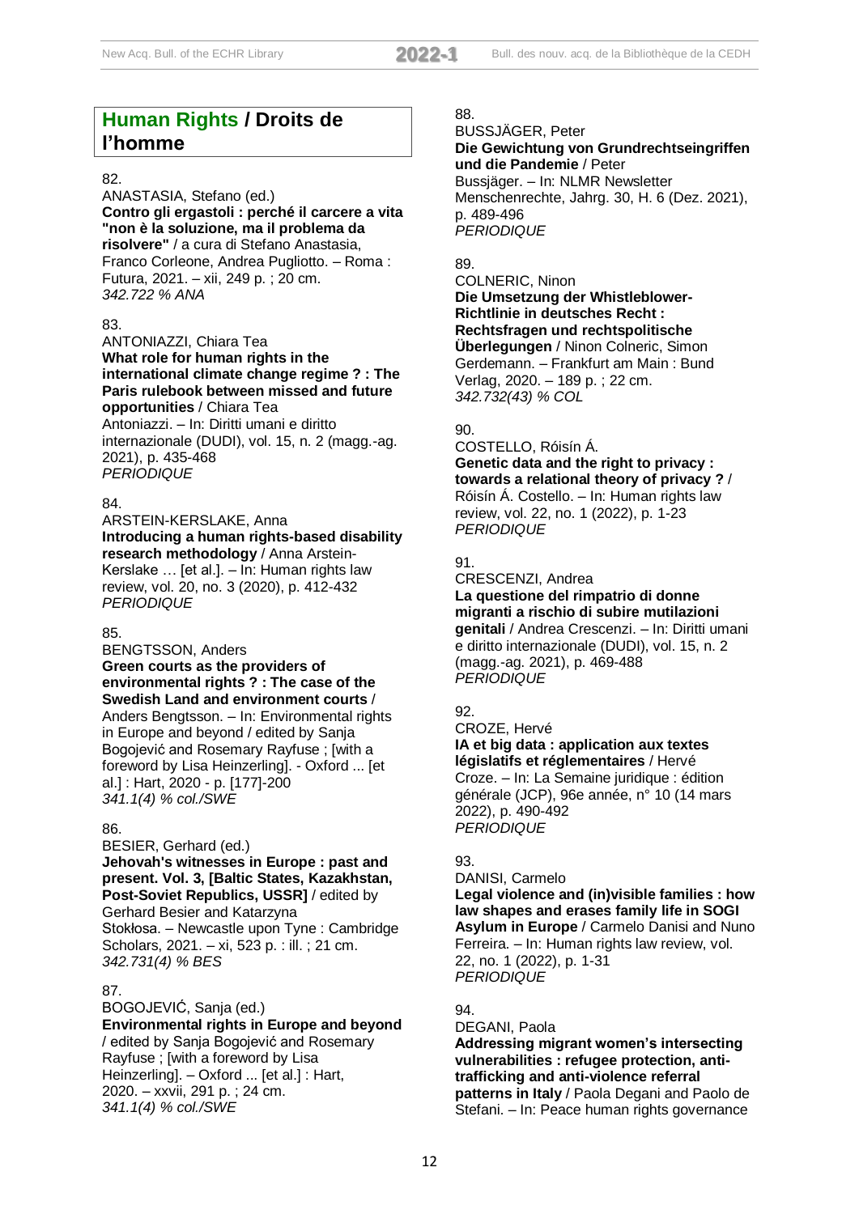## Human Rights / Droits de l'homme

82.
ANASTASIA, Stefano (ed.)
**Contro gli ergastoli : perché il carcere a vita "non è la soluzione, ma il problema da risolvere"** / a cura di Stefano Anastasia, Franco Corleone, Andrea Pugliotto. – Roma : Futura, 2021. – xii, 249 p. ; 20 cm.
*342.722 % ANA*

83.
ANTONIAZZI, Chiara Tea
**What role for human rights in the international climate change regime ? : The Paris rulebook between missed and future opportunities** / Chiara Tea Antoniazzi. – In: Diritti umani e diritto internazionale (DUDI), vol. 15, n. 2 (magg.-ag. 2021), p. 435-468
*PERIODIQUE*

84.
ARSTEIN-KERSLAKE, Anna
**Introducing a human rights-based disability research methodology** / Anna Arstein-Kerslake … [et al.]. – In: Human rights law review, vol. 20, no. 3 (2020), p. 412-432
*PERIODIQUE*

85.
BENGTSSON, Anders
**Green courts as the providers of environmental rights ? : The case of the Swedish Land and environment courts** / Anders Bengtsson. – In: Environmental rights in Europe and beyond / edited by Sanja Bogojević and Rosemary Rayfuse ; [with a foreword by Lisa Heinzerling]. - Oxford ... [et al.] : Hart, 2020 - p. [177]-200
*341.1(4) % col./SWE*

86.
BESIER, Gerhard (ed.)
**Jehovah's witnesses in Europe : past and present. Vol. 3, [Baltic States, Kazakhstan, Post-Soviet Republics, USSR]** / edited by Gerhard Besier and Katarzyna Stokłosa. – Newcastle upon Tyne : Cambridge Scholars, 2021. – xi, 523 p. : ill. ; 21 cm.
*342.731(4) % BES*

87.
BOGOJEVIĆ, Sanja (ed.)
**Environmental rights in Europe and beyond** / edited by Sanja Bogojević and Rosemary Rayfuse ; [with a foreword by Lisa Heinzerling]. – Oxford ... [et al.] : Hart, 2020. – xxvii, 291 p. ; 24 cm.
*341.1(4) % col./SWE*

88.
BUSSJÄGER, Peter
**Die Gewichtung von Grundrechtseingriffen und die Pandemie** / Peter Bussjäger. – In: NLMR Newsletter Menschenrechte, Jahrg. 30, H. 6 (Dez. 2021), p. 489-496
*PERIODIQUE*

89.
COLNERIC, Ninon
**Die Umsetzung der Whistleblower-Richtlinie in deutsches Recht : Rechtsfragen und rechtspolitische Überlegungen** / Ninon Colneric, Simon Gerdemann. – Frankfurt am Main : Bund Verlag, 2020. – 189 p. ; 22 cm.
*342.732(43) % COL*

90.
COSTELLO, Róisín Á.
**Genetic data and the right to privacy : towards a relational theory of privacy ?** / Róisín Á. Costello. – In: Human rights law review, vol. 22, no. 1 (2022), p. 1-23
*PERIODIQUE*

91.
CRESCENZI, Andrea
**La questione del rimpatrio di donne migranti a rischio di subire mutilazioni genitali** / Andrea Crescenzi. – In: Diritti umani e diritto internazionale (DUDI), vol. 15, n. 2 (magg.-ag. 2021), p. 469-488
*PERIODIQUE*

92.
CROZE, Hervé
**IA et big data : application aux textes législatifs et réglementaires** / Hervé Croze. – In: La Semaine juridique : édition générale (JCP), 96e année, n° 10 (14 mars 2022), p. 490-492
*PERIODIQUE*

93.
DANISI, Carmelo
**Legal violence and (in)visible families : how law shapes and erases family life in SOGI Asylum in Europe** / Carmelo Danisi and Nuno Ferreira. – In: Human rights law review, vol. 22, no. 1 (2022), p. 1-31
*PERIODIQUE*

94.
DEGANI, Paola
**Addressing migrant women's intersecting vulnerabilities : refugee protection, anti-trafficking and anti-violence referral patterns in Italy** / Paola Degani and Paolo de Stefani. – In: Peace human rights governance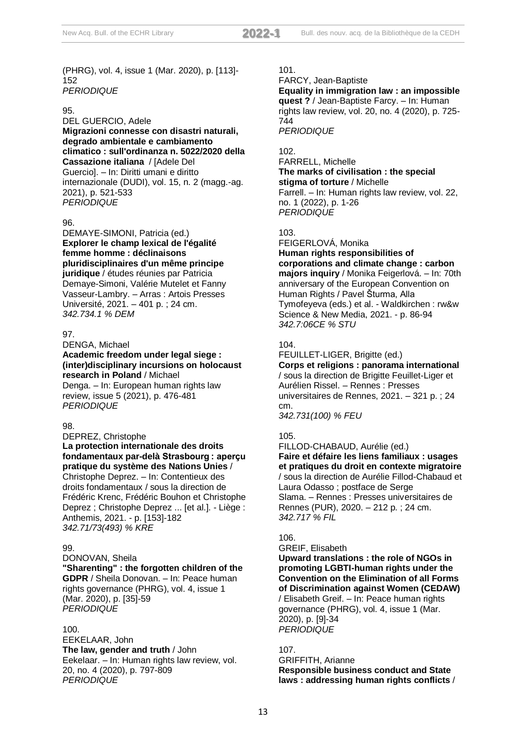(PHRG), vol. 4, issue 1 (Mar. 2020), p. [113]-152
*PERIODIQUE*

95.
DEL GUERCIO, Adele
**Migrazioni connesse con disastri naturali, degrado ambientale e cambiamento climatico : sull'ordinanza n. 5022/2020 della Cassazione italiana** / [Adele Del Guercio]. – In: Diritti umani e diritto internazionale (DUDI), vol. 15, n. 2 (magg.-ag. 2021), p. 521-533
*PERIODIQUE*

96.
DEMAYE-SIMONI, Patricia (ed.)
**Explorer le champ lexical de l'égalité femme homme : déclinaisons pluridisciplinaires d'un même principe juridique** / études réunies par Patricia Demaye-Simoni, Valérie Mutelet et Fanny Vasseur-Lambry. – Arras : Artois Presses Université, 2021. – 401 p. ; 24 cm.
*342.734.1 % DEM*

97.
DENGA, Michael
**Academic freedom under legal siege : (inter)disciplinary incursions on holocaust research in Poland** / Michael Denga. – In: European human rights law review, issue 5 (2021), p. 476-481
*PERIODIQUE*

98.
DEPREZ, Christophe
**La protection internationale des droits fondamentaux par-delà Strasbourg : aperçu pratique du système des Nations Unies** / Christophe Deprez. – In: Contentieux des droits fondamentaux / sous la direction de Frédéric Krenc, Frédéric Bouhon et Christophe Deprez ; Christophe Deprez ... [et al.]. - Liège : Anthemis, 2021. - p. [153]-182
*342.71/73(493) % KRE*

99.
DONOVAN, Sheila
**"Sharenting" : the forgotten children of the GDPR** / Sheila Donovan. – In: Peace human rights governance (PHRG), vol. 4, issue 1 (Mar. 2020), p. [35]-59
*PERIODIQUE*

100.
EEKELAAR, John
**The law, gender and truth** / John Eekelaar. – In: Human rights law review, vol. 20, no. 4 (2020), p. 797-809
*PERIODIQUE*

101.
FARCY, Jean-Baptiste
**Equality in immigration law : an impossible quest ?** / Jean-Baptiste Farcy. – In: Human rights law review, vol. 20, no. 4 (2020), p. 725-744
*PERIODIQUE*

102.
FARRELL, Michelle
**The marks of civilisation : the special stigma of torture** / Michelle Farrell. – In: Human rights law review, vol. 22, no. 1 (2022), p. 1-26
*PERIODIQUE*

103.
FEIGERLOVÁ, Monika
**Human rights responsibilities of corporations and climate change : carbon majors inquiry** / Monika Feigerlová. – In: 70th anniversary of the European Convention on Human Rights / Pavel Šturma, Alla Tymofeyeva (eds.) et al. - Waldkirchen : rw&w Science & New Media, 2021. - p. 86-94
*342.7:06CE % STU*

104.
FEUILLET-LIGER, Brigitte (ed.)
**Corps et religions : panorama international** / sous la direction de Brigitte Feuillet-Liger et Aurélien Rissel. – Rennes : Presses universitaires de Rennes, 2021. – 321 p. ; 24 cm.
*342.731(100) % FEU*

105.
FILLOD-CHABAUD, Aurélie (ed.)
**Faire et défaire les liens familiaux : usages et pratiques du droit en contexte migratoire** / sous la direction de Aurélie Fillod-Chabaud et Laura Odasso ; postface de Serge Slama. – Rennes : Presses universitaires de Rennes (PUR), 2020. – 212 p. ; 24 cm.
*342.717 % FIL*

106.
GREIF, Elisabeth
**Upward translations : the role of NGOs in promoting LGBTI-human rights under the Convention on the Elimination of all Forms of Discrimination against Women (CEDAW)** / Elisabeth Greif. – In: Peace human rights governance (PHRG), vol. 4, issue 1 (Mar. 2020), p. [9]-34
*PERIODIQUE*

107.
GRIFFITH, Arianne
**Responsible business conduct and State laws : addressing human rights conflicts** /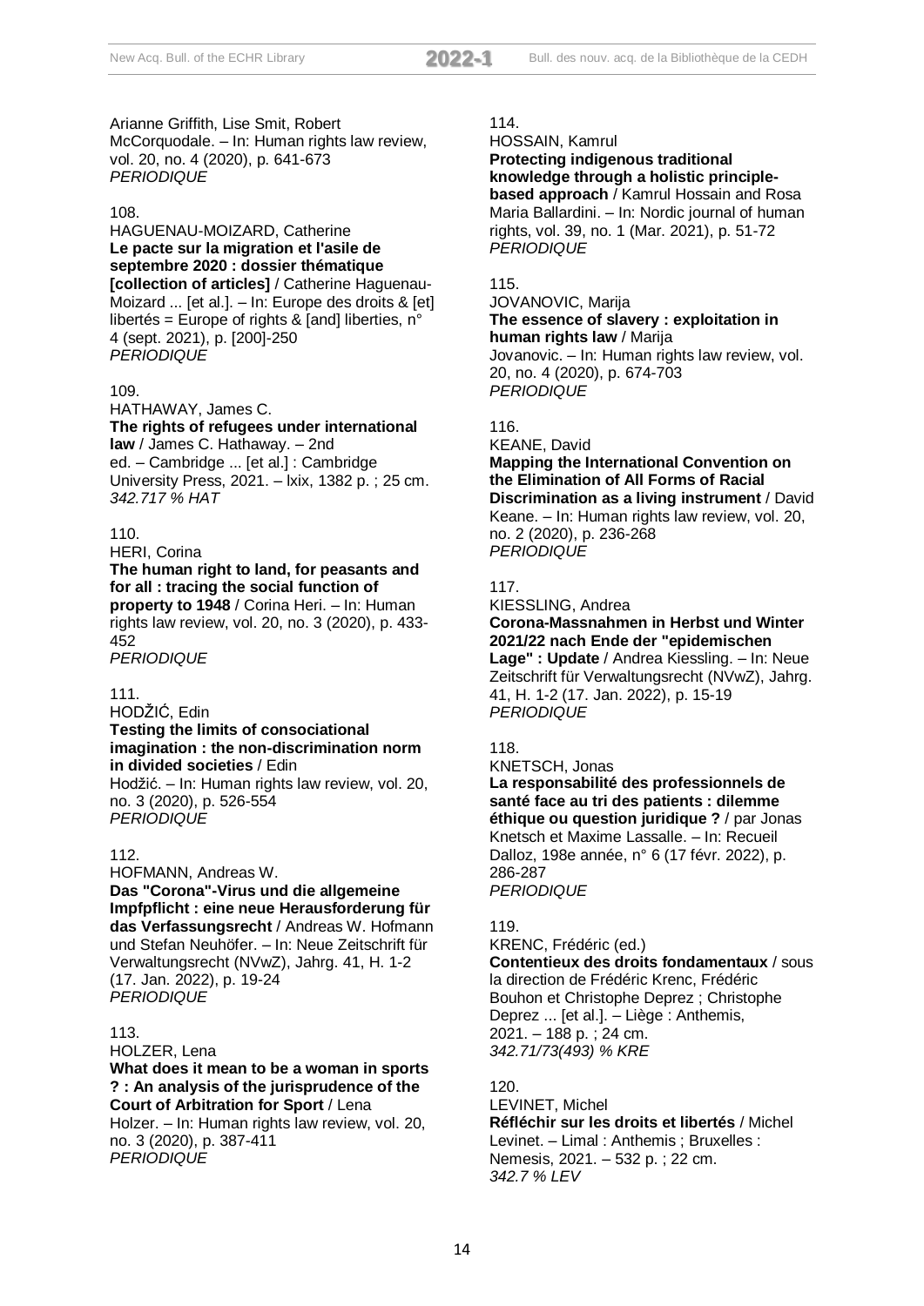Arianne Griffith, Lise Smit, Robert McCorquodale. – In: Human rights law review, vol. 20, no. 4 (2020), p. 641-673
*PERIODIQUE*

108.
HAGUENAU-MOIZARD, Catherine
**Le pacte sur la migration et l'asile de septembre 2020 : dossier thématique [collection of articles]** / Catherine Haguenau-Moizard ... [et al.]. – In: Europe des droits & [et] libertés = Europe of rights & [and] liberties, n° 4 (sept. 2021), p. [200]-250
*PERIODIQUE*

109.
HATHAWAY, James C.
**The rights of refugees under international law** / James C. Hathaway. – 2nd ed. – Cambridge ... [et al.] : Cambridge University Press, 2021. – lxix, 1382 p. ; 25 cm.
*342.717 % HAT*

110.
HERI, Corina
**The human right to land, for peasants and for all : tracing the social function of property to 1948** / Corina Heri. – In: Human rights law review, vol. 20, no. 3 (2020), p. 433-452
*PERIODIQUE*

111.
HODŽIĆ, Edin
**Testing the limits of consociational imagination : the non-discrimination norm in divided societies** / Edin Hodžić. – In: Human rights law review, vol. 20, no. 3 (2020), p. 526-554
*PERIODIQUE*

112.
HOFMANN, Andreas W.
**Das "Corona"-Virus und die allgemeine Impfpflicht : eine neue Herausforderung für das Verfassungsrecht** / Andreas W. Hofmann und Stefan Neuhöfer. – In: Neue Zeitschrift für Verwaltungsrecht (NVwZ), Jahrg. 41, H. 1-2 (17. Jan. 2022), p. 19-24
*PERIODIQUE*

113.
HOLZER, Lena
**What does it mean to be a woman in sports ? : An analysis of the jurisprudence of the Court of Arbitration for Sport** / Lena Holzer. – In: Human rights law review, vol. 20, no. 3 (2020), p. 387-411
*PERIODIQUE*

114.
HOSSAIN, Kamrul
**Protecting indigenous traditional knowledge through a holistic principle-based approach** / Kamrul Hossain and Rosa Maria Ballardini. – In: Nordic journal of human rights, vol. 39, no. 1 (Mar. 2021), p. 51-72
*PERIODIQUE*

115.
JOVANOVIC, Marija
**The essence of slavery : exploitation in human rights law** / Marija Jovanovic. – In: Human rights law review, vol. 20, no. 4 (2020), p. 674-703
*PERIODIQUE*

116.
KEANE, David
**Mapping the International Convention on the Elimination of All Forms of Racial Discrimination as a living instrument** / David Keane. – In: Human rights law review, vol. 20, no. 2 (2020), p. 236-268
*PERIODIQUE*

117.
KIESSLING, Andrea
**Corona-Massnahmen in Herbst und Winter 2021/22 nach Ende der "epidemischen Lage" : Update** / Andrea Kiessling. – In: Neue Zeitschrift für Verwaltungsrecht (NVwZ), Jahrg. 41, H. 1-2 (17. Jan. 2022), p. 15-19
*PERIODIQUE*

118.
KNETSCH, Jonas
**La responsabilité des professionnels de santé face au tri des patients : dilemme éthique ou question juridique ?** / par Jonas Knetsch et Maxime Lassalle. – In: Recueil Dalloz, 198e année, n° 6 (17 févr. 2022), p. 286-287
*PERIODIQUE*

119.
KRENC, Frédéric (ed.)
**Contentieux des droits fondamentaux** / sous la direction de Frédéric Krenc, Frédéric Bouhon et Christophe Deprez ; Christophe Deprez ... [et al.]. – Liège : Anthemis, 2021. – 188 p. ; 24 cm.
*342.71/73(493) % KRE*

120.
LEVINET, Michel
**Réfléchir sur les droits et libertés** / Michel Levinet. – Limal : Anthemis ; Bruxelles : Nemesis, 2021. – 532 p. ; 22 cm.
*342.7 % LEV*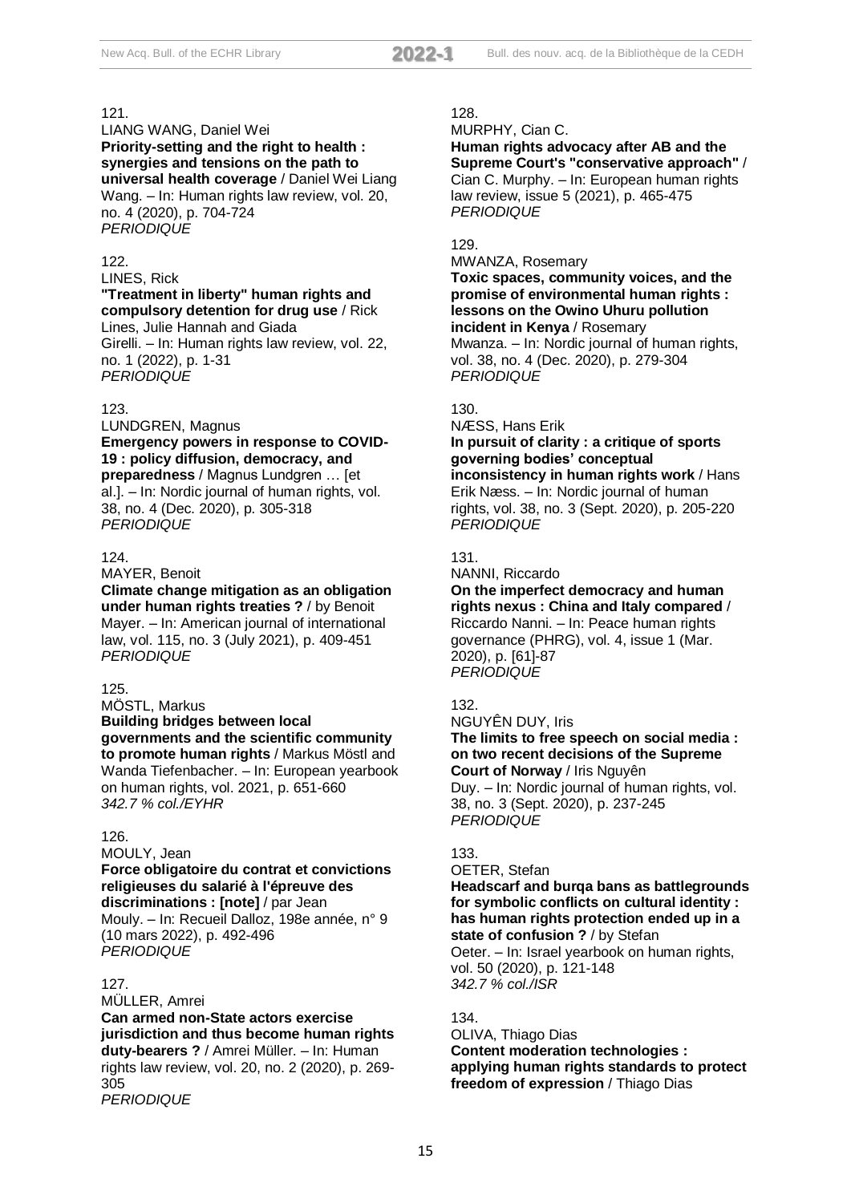121.
LIANG WANG, Daniel Wei
**Priority-setting and the right to health : synergies and tensions on the path to universal health coverage** / Daniel Wei Liang Wang. – In: Human rights law review, vol. 20, no. 4 (2020), p. 704-724
*PERIODIQUE*

122.
LINES, Rick
**"Treatment in liberty" human rights and compulsory detention for drug use** / Rick Lines, Julie Hannah and Giada Girelli. – In: Human rights law review, vol. 22, no. 1 (2022), p. 1-31
*PERIODIQUE*

123.
LUNDGREN, Magnus
**Emergency powers in response to COVID-19 : policy diffusion, democracy, and preparedness** / Magnus Lundgren … [et al.]. – In: Nordic journal of human rights, vol. 38, no. 4 (Dec. 2020), p. 305-318
*PERIODIQUE*

124.
MAYER, Benoit
**Climate change mitigation as an obligation under human rights treaties ?** / by Benoit Mayer. – In: American journal of international law, vol. 115, no. 3 (July 2021), p. 409-451
*PERIODIQUE*

125.
MÖSTL, Markus
**Building bridges between local governments and the scientific community to promote human rights** / Markus Möstl and Wanda Tiefenbacher. – In: European yearbook on human rights, vol. 2021, p. 651-660
*342.7 % col./EYHR*

126.
MOULY, Jean
**Force obligatoire du contrat et convictions religieuses du salarié à l'épreuve des discriminations : [note]** / par Jean Mouly. – In: Recueil Dalloz, 198e année, n° 9 (10 mars 2022), p. 492-496
*PERIODIQUE*

127.
MÜLLER, Amrei
**Can armed non-State actors exercise jurisdiction and thus become human rights duty-bearers ?** / Amrei Müller. – In: Human rights law review, vol. 20, no. 2 (2020), p. 269-305
*PERIODIQUE*

128.
MURPHY, Cian C.
**Human rights advocacy after AB and the Supreme Court's "conservative approach"** / Cian C. Murphy. – In: European human rights law review, issue 5 (2021), p. 465-475
*PERIODIQUE*

129.
MWANZA, Rosemary
**Toxic spaces, community voices, and the promise of environmental human rights : lessons on the Owino Uhuru pollution incident in Kenya** / Rosemary Mwanza. – In: Nordic journal of human rights, vol. 38, no. 4 (Dec. 2020), p. 279-304
*PERIODIQUE*

130.
NÆSS, Hans Erik
**In pursuit of clarity : a critique of sports governing bodies' conceptual inconsistency in human rights work** / Hans Erik Næss. – In: Nordic journal of human rights, vol. 38, no. 3 (Sept. 2020), p. 205-220
*PERIODIQUE*

131.
NANNI, Riccardo
**On the imperfect democracy and human rights nexus : China and Italy compared** / Riccardo Nanni. – In: Peace human rights governance (PHRG), vol. 4, issue 1 (Mar. 2020), p. [61]-87
*PERIODIQUE*

132.
NGUYÊN DUY, Iris
**The limits to free speech on social media : on two recent decisions of the Supreme Court of Norway** / Iris Nguyên Duy. – In: Nordic journal of human rights, vol. 38, no. 3 (Sept. 2020), p. 237-245
*PERIODIQUE*

133.
OETER, Stefan
**Headscarf and burqa bans as battlegrounds for symbolic conflicts on cultural identity : has human rights protection ended up in a state of confusion ?** / by Stefan Oeter. – In: Israel yearbook on human rights, vol. 50 (2020), p. 121-148
*342.7 % col./ISR*

134.
OLIVA, Thiago Dias
**Content moderation technologies : applying human rights standards to protect freedom of expression** / Thiago Dias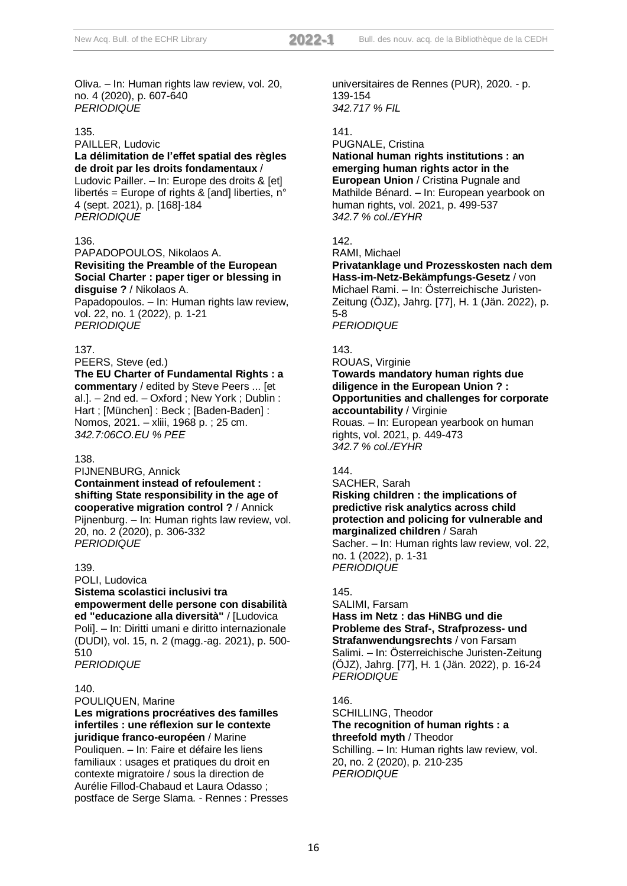Oliva. – In: Human rights law review, vol. 20, no. 4 (2020), p. 607-640
*PERIODIQUE*

135.
PAILLER, Ludovic
**La délimitation de l'effet spatial des règles de droit par les droits fondamentaux** / Ludovic Pailler. – In: Europe des droits & [et] libertés = Europe of rights & [and] liberties, n° 4 (sept. 2021), p. [168]-184
*PERIODIQUE*

136.
PAPADOPOULOS, Nikolaos A.
**Revisiting the Preamble of the European Social Charter : paper tiger or blessing in disguise ?** / Nikolaos A. Papadopoulos. – In: Human rights law review, vol. 22, no. 1 (2022), p. 1-21
*PERIODIQUE*

137.
PEERS, Steve (ed.)
**The EU Charter of Fundamental Rights : a commentary** / edited by Steve Peers ... [et al.]. – 2nd ed. – Oxford ; New York ; Dublin : Hart ; [München] : Beck ; [Baden-Baden] : Nomos, 2021. – xliii, 1968 p. ; 25 cm.
*342.7:06CO.EU % PEE*

138.
PIJNENBURG, Annick
**Containment instead of refoulement : shifting State responsibility in the age of cooperative migration control ?** / Annick Pijnenburg. – In: Human rights law review, vol. 20, no. 2 (2020), p. 306-332
*PERIODIQUE*

139.
POLI, Ludovica
**Sistema scolastici inclusivi tra empowerment delle persone con disabilità ed "educazione alla diversità"** / [Ludovica Poli]. – In: Diritti umani e diritto internazionale (DUDI), vol. 15, n. 2 (magg.-ag. 2021), p. 500-510
*PERIODIQUE*

140.
POULIQUEN, Marine
**Les migrations procréatives des familles infertiles : une réflexion sur le contexte juridique franco-européen** / Marine Pouliquen. – In: Faire et défaire les liens familiaux : usages et pratiques du droit en contexte migratoire / sous la direction de Aurélie Fillod-Chabaud et Laura Odasso ; postface de Serge Slama. - Rennes : Presses universitaires de Rennes (PUR), 2020. - p. 139-154
*342.717 % FIL*

141.
PUGNALE, Cristina
**National human rights institutions : an emerging human rights actor in the European Union** / Cristina Pugnale and Mathilde Bénard. – In: European yearbook on human rights, vol. 2021, p. 499-537
*342.7 % col./EYHR*

142.
RAMI, Michael
**Privatanklage und Prozesskosten nach dem Hass-im-Netz-Bekämpfungs-Gesetz** / von Michael Rami. – In: Österreichische Juristen-Zeitung (ÖJZ), Jahrg. [77], H. 1 (Jän. 2022), p. 5-8
*PERIODIQUE*

143.
ROUAS, Virginie
**Towards mandatory human rights due diligence in the European Union ? : Opportunities and challenges for corporate accountability** / Virginie Rouas. – In: European yearbook on human rights, vol. 2021, p. 449-473
*342.7 % col./EYHR*

144.
SACHER, Sarah
**Risking children : the implications of predictive risk analytics across child protection and policing for vulnerable and marginalized children** / Sarah Sacher. – In: Human rights law review, vol. 22, no. 1 (2022), p. 1-31
*PERIODIQUE*

145.
SALIMI, Farsam
**Hass im Netz : das HiNBG und die Probleme des Straf-, Strafprozess- und Strafanwendungsrechts** / von Farsam Salimi. – In: Österreichische Juristen-Zeitung (ÖJZ), Jahrg. [77], H. 1 (Jän. 2022), p. 16-24
*PERIODIQUE*

146.
SCHILLING, Theodor
**The recognition of human rights : a threefold myth** / Theodor Schilling. – In: Human rights law review, vol. 20, no. 2 (2020), p. 210-235
*PERIODIQUE*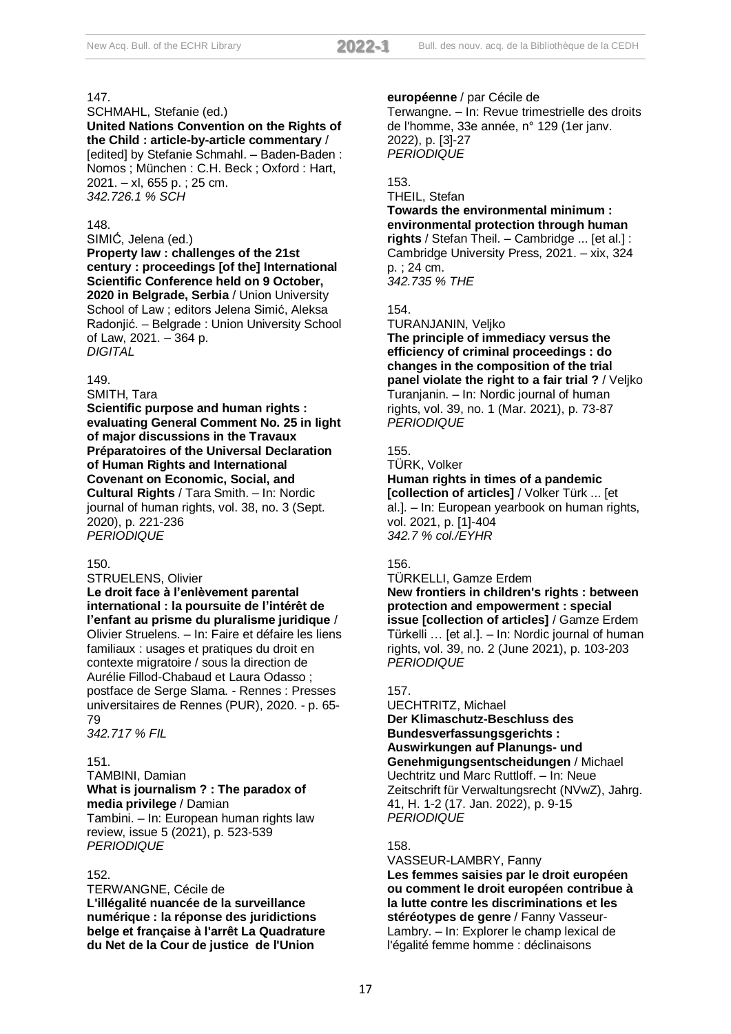147.
SCHMAHL, Stefanie (ed.)
**United Nations Convention on the Rights of the Child : article-by-article commentary** / [edited] by Stefanie Schmahl. – Baden-Baden : Nomos ; München : C.H. Beck ; Oxford : Hart, 2021. – xl, 655 p. ; 25 cm.
*342.726.1 % SCH*

148.
SIMIĆ, Jelena (ed.)
**Property law : challenges of the 21st century : proceedings [of the] International Scientific Conference held on 9 October, 2020 in Belgrade, Serbia** / Union University School of Law ; editors Jelena Simić, Aleksa Radonjić. – Belgrade : Union University School of Law, 2021. – 364 p.
*DIGITAL*

149.
SMITH, Tara
**Scientific purpose and human rights : evaluating General Comment No. 25 in light of major discussions in the Travaux Préparatoires of the Universal Declaration of Human Rights and International Covenant on Economic, Social, and Cultural Rights** / Tara Smith. – In: Nordic journal of human rights, vol. 38, no. 3 (Sept. 2020), p. 221-236
*PERIODIQUE*

150.
STRUELENS, Olivier
**Le droit face à l'enlèvement parental international : la poursuite de l'intérêt de l'enfant au prisme du pluralisme juridique** / Olivier Struelens. – In: Faire et défaire les liens familiaux : usages et pratiques du droit en contexte migratoire / sous la direction de Aurélie Fillod-Chabaud et Laura Odasso ; postface de Serge Slama. - Rennes : Presses universitaires de Rennes (PUR), 2020. - p. 65-79
*342.717 % FIL*

151.
TAMBINI, Damian
**What is journalism ? : The paradox of media privilege** / Damian Tambini. – In: European human rights law review, issue 5 (2021), p. 523-539
*PERIODIQUE*

152.
TERWANGNE, Cécile de
**L'illégalité nuancée de la surveillance numérique : la réponse des juridictions belge et française à l'arrêt La Quadrature du Net de la Cour de justice de l'Union européenne** / par Cécile de Terwangne. – In: Revue trimestrielle des droits de l'homme, 33e année, n° 129 (1er janv. 2022), p. [3]-27
*PERIODIQUE*

153.
THEIL, Stefan
**Towards the environmental minimum : environmental protection through human rights** / Stefan Theil. – Cambridge ... [et al.] : Cambridge University Press, 2021. – xix, 324 p. ; 24 cm.
*342.735 % THE*

154.
TURANJANIN, Veljko
**The principle of immediacy versus the efficiency of criminal proceedings : do changes in the composition of the trial panel violate the right to a fair trial ?** / Veljko Turanjanin. – In: Nordic journal of human rights, vol. 39, no. 1 (Mar. 2021), p. 73-87
*PERIODIQUE*

155.
TÜRK, Volker
**Human rights in times of a pandemic [collection of articles]** / Volker Türk ... [et al.]. – In: European yearbook on human rights, vol. 2021, p. [1]-404
*342.7 % col./EYHR*

156.
TÜRKELLI, Gamze Erdem
**New frontiers in children's rights : between protection and empowerment : special issue [collection of articles]** / Gamze Erdem Türkelli … [et al.]. – In: Nordic journal of human rights, vol. 39, no. 2 (June 2021), p. 103-203
*PERIODIQUE*

157.
UECHTRITZ, Michael
**Der Klimaschutz-Beschluss des Bundesverfassungsgerichts : Auswirkungen auf Planungs- und Genehmigungsentscheidungen** / Michael Uechtritz und Marc Ruttloff. – In: Neue Zeitschrift für Verwaltungsrecht (NVwZ), Jahrg. 41, H. 1-2 (17. Jan. 2022), p. 9-15
*PERIODIQUE*

158.
VASSEUR-LAMBRY, Fanny
**Les femmes saisies par le droit européen ou comment le droit européen contribue à la lutte contre les discriminations et les stéréotypes de genre** / Fanny Vasseur-Lambry. – In: Explorer le champ lexical de l'égalité femme homme : déclinaisons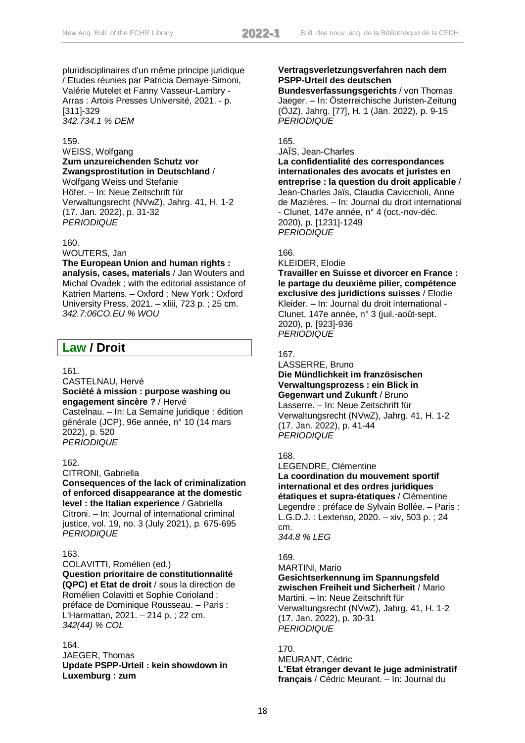pluridisciplinaires d'un même principe juridique / Etudes réunies par Patricia Demaye-Simoni, Valérie Mutelet et Fanny Vasseur-Lambry - Arras : Artois Presses Université, 2021. - p. [311]-329
*342.734.1 % DEM*

159.
WEISS, Wolfgang
**Zum unzureichenden Schutz vor Zwangsprostitution in Deutschland** / Wolfgang Weiss und Stefanie Höfer. – In: Neue Zeitschrift für Verwaltungsrecht (NVwZ), Jahrg. 41, H. 1-2 (17. Jan. 2022), p. 31-32
*PERIODIQUE*

160.
WOUTERS, Jan
**The European Union and human rights : analysis, cases, materials** / Jan Wouters and Michal Ovádek ; with the editorial assistance of Katrien Martens. – Oxford ; New York : Oxford University Press, 2021. – xliii, 723 p. ; 25 cm.
*342.7:06CO.EU % WOU*

## Law / Droit

161.
CASTELNAU, Hervé
**Société à mission : purpose washing ou engagement sincère ?** / Hervé Castelnau. – In: La Semaine juridique : édition générale (JCP), 96e année, n° 10 (14 mars 2022), p. 520
*PERIODIQUE*

162.
CITRONI, Gabriella
**Consequences of the lack of criminalization of enforced disappearance at the domestic level : the Italian experience** / Gabriella Citroni. – In: Journal of international criminal justice, vol. 19, no. 3 (July 2021), p. 675-695
*PERIODIQUE*

163.
COLAVITTI, Romélien (ed.)
**Question prioritaire de constitutionnalité (QPC) et Etat de droit** / sous la direction de Romélien Colavitti et Sophie Corioland ; préface de Dominique Rousseau. – Paris : L'Harmattan, 2021. – 214 p. ; 22 cm.
*342(44) % COL*

164.
JAEGER, Thomas
**Update PSPP-Urteil : kein showdown in Luxemburg : zum Vertragsverletzungsverfahren nach dem PSPP-Urteil des deutschen Bundesverfassungsgerichts** / von Thomas Jaeger. – In: Österreichische Juristen-Zeitung (ÖJZ), Jahrg. [77], H. 1 (Jän. 2022), p. 9-15
*PERIODIQUE*

165.
JAÏS, Jean-Charles
**La confidentialité des correspondances internationales des avocats et juristes en entreprise : la question du droit applicable** / Jean-Charles Jaïs, Claudia Cavicchioli, Anne de Mazières. – In: Journal du droit international - Clunet, 147e année, n° 4 (oct.-nov-déc. 2020), p. [1231]-1249
*PERIODIQUE*

166.
KLEIDER, Elodie
**Travailler en Suisse et divorcer en France : le partage du deuxième pilier, compétence exclusive des juridictions suisses** / Elodie Kleider. – In: Journal du droit international - Clunet, 147e année, n° 3 (juil.-août-sept. 2020), p. [923]-936
*PERIODIQUE*

167.
LASSERRE, Bruno
**Die Mündlichkeit im französischen Verwaltungsprozess : ein Blick in Gegenwart und Zukunft** / Bruno Lasserre. – In: Neue Zeitschrift für Verwaltungsrecht (NVwZ), Jahrg. 41, H. 1-2 (17. Jan. 2022), p. 41-44
*PERIODIQUE*

168.
LEGENDRE, Clémentine
**La coordination du mouvement sportif international et des ordres juridiques étatiques et supra-étatiques** / Clémentine Legendre ; préface de Sylvain Bollée. – Paris : L.G.D.J. : Lextenso, 2020. – xiv, 503 p. ; 24 cm.
*344.8 % LEG*

169.
MARTINI, Mario
**Gesichtserkennung im Spannungsfeld zwischen Freiheit und Sicherheit** / Mario Martini. – In: Neue Zeitschrift für Verwaltungsrecht (NVwZ), Jahrg. 41, H. 1-2 (17. Jan. 2022), p. 30-31
*PERIODIQUE*

170.
MEURANT, Cédric
**L'Etat étranger devant le juge administratif français** / Cédric Meurant. – In: Journal du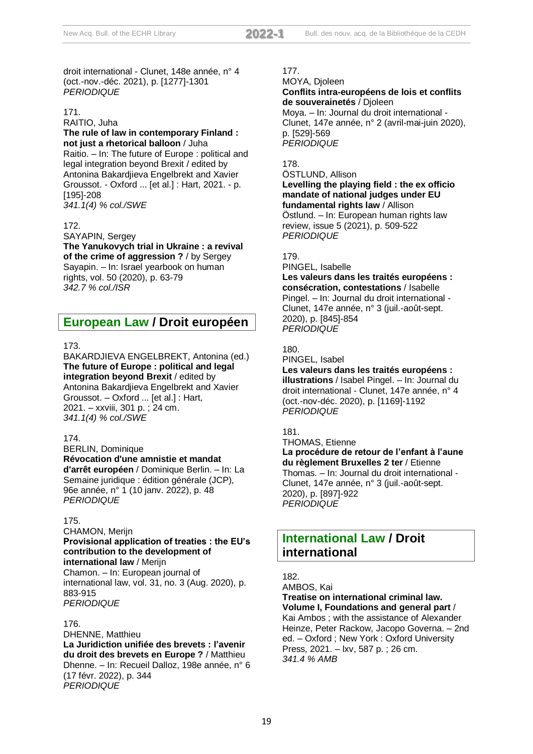droit international - Clunet, 148e année, n° 4 (oct.-nov.-déc. 2021), p. [1277]-1301
*PERIODIQUE*

171.
RAITIO, Juha
**The rule of law in contemporary Finland : not just a rhetorical balloon** / Juha Raitio. – In: The future of Europe : political and legal integration beyond Brexit / edited by Antonina Bakardjieva Engelbrekt and Xavier Groussot. - Oxford ... [et al.] : Hart, 2021. - p. [195]-208
*341.1(4) % col./SWE*

172.
SAYAPIN, Sergey
**The Yanukovych trial in Ukraine : a revival of the crime of aggression ?** / by Sergey Sayapin. – In: Israel yearbook on human rights, vol. 50 (2020), p. 63-79
*342.7 % col./ISR*

## European Law / Droit européen

173.
BAKARDJIEVA ENGELBREKT, Antonina (ed.)
**The future of Europe : political and legal integration beyond Brexit** / edited by Antonina Bakardjieva Engelbrekt and Xavier Groussot. – Oxford ... [et al.] : Hart, 2021. – xxviii, 301 p. ; 24 cm.
*341.1(4) % col./SWE*

174.
BERLIN, Dominique
**Révocation d'une amnistie et mandat d'arrêt européen** / Dominique Berlin. – In: La Semaine juridique : édition générale (JCP), 96e année, n° 1 (10 janv. 2022), p. 48
*PERIODIQUE*

175.
CHAMON, Merijn
**Provisional application of treaties : the EU's contribution to the development of international law** / Merijn Chamon. – In: European journal of international law, vol. 31, no. 3 (Aug. 2020), p. 883-915
*PERIODIQUE*

176.
DHENNE, Matthieu
**La Juridiction unifiée des brevets : l'avenir du droit des brevets en Europe ?** / Matthieu Dhenne. – In: Recueil Dalloz, 198e année, n° 6 (17 févr. 2022), p. 344
*PERIODIQUE*

177.
MOYA, Djoleen
**Conflits intra-européens de lois et conflits de souverainetés** / Djoleen Moya. – In: Journal du droit international - Clunet, 147e année, n° 2 (avril-mai-juin 2020), p. [529]-569
*PERIODIQUE*

178.
ÖSTLUND, Allison
**Levelling the playing field : the ex officio mandate of national judges under EU fundamental rights law** / Allison Östlund. – In: European human rights law review, issue 5 (2021), p. 509-522
*PERIODIQUE*

179.
PINGEL, Isabelle
**Les valeurs dans les traités européens : consécration, contestations** / Isabelle Pingel. – In: Journal du droit international - Clunet, 147e année, n° 3 (juil.-août-sept. 2020), p. [845]-854
*PERIODIQUE*

180.
PINGEL, Isabel
**Les valeurs dans les traités européens : illustrations** / Isabel Pingel. – In: Journal du droit international - Clunet, 147e année, n° 4 (oct.-nov-déc. 2020), p. [1169]-1192
*PERIODIQUE*

181.
THOMAS, Etienne
**La procédure de retour de l'enfant à l'aune du règlement Bruxelles 2 ter** / Etienne Thomas. – In: Journal du droit international - Clunet, 147e année, n° 3 (juil.-août-sept. 2020), p. [897]-922
*PERIODIQUE*

## International Law / Droit international

182.
AMBOS, Kai
**Treatise on international criminal law. Volume I, Foundations and general part** / Kai Ambos ; with the assistance of Alexander Heinze, Peter Rackow, Jacopo Governa. – 2nd ed. – Oxford ; New York : Oxford University Press, 2021. – lxv, 587 p. ; 26 cm.
*341.4 % AMB*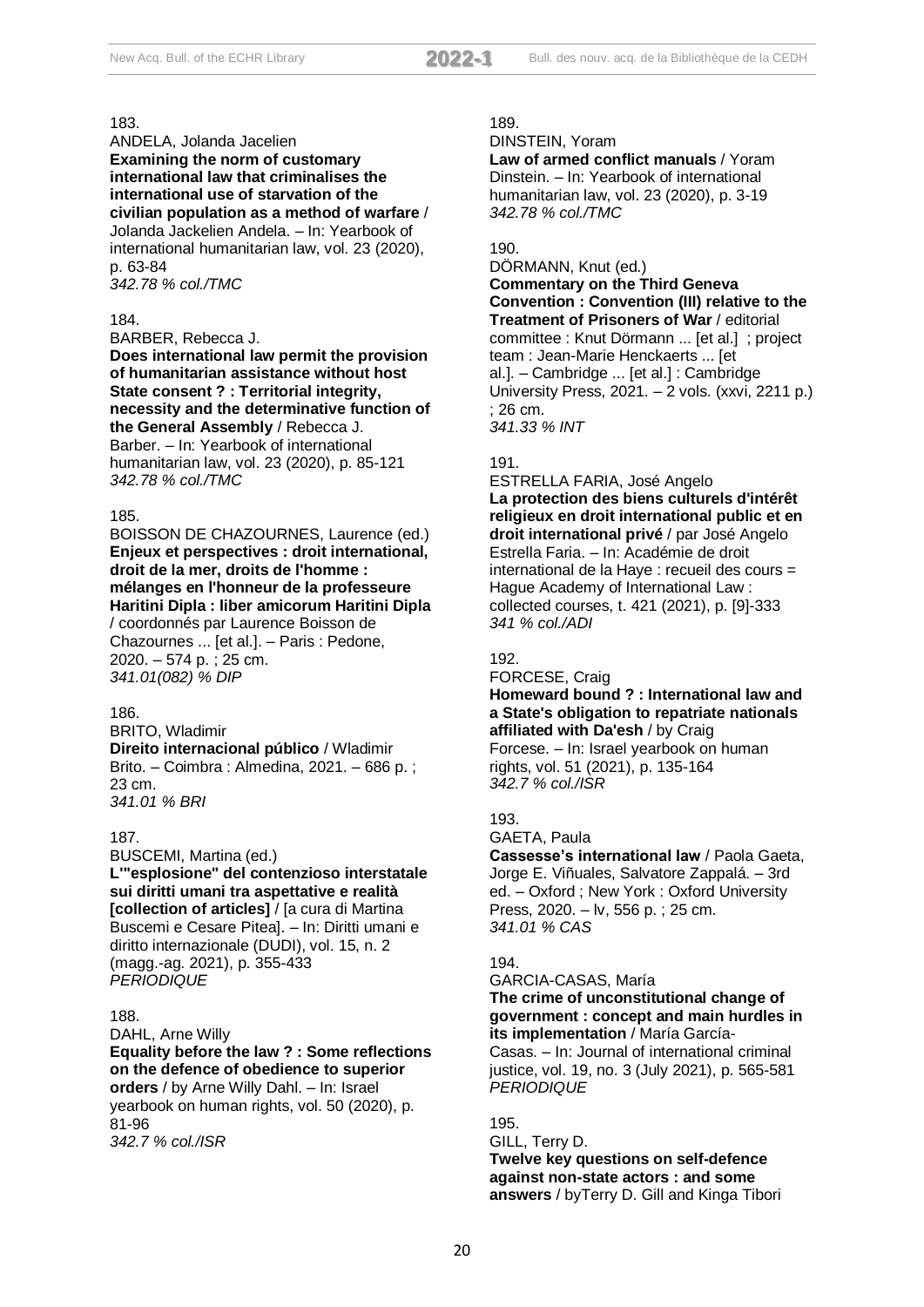183.

ANDELA, Jolanda Jacelien

**Examining the norm of customary international law that criminalises the international use of starvation of the civilian population as a method of warfare** / Jolanda Jackelien Andela. – In: Yearbook of international humanitarian law, vol. 23 (2020), p. 63-84

*342.78 % col./TMC*

184.

BARBER, Rebecca J.

**Does international law permit the provision of humanitarian assistance without host State consent ? : Territorial integrity, necessity and the determinative function of the General Assembly** / Rebecca J. Barber. – In: Yearbook of international humanitarian law, vol. 23 (2020), p. 85-121

*342.78 % col./TMC*

185.

BOISSON DE CHAZOURNES, Laurence (ed.)

**Enjeux et perspectives : droit international, droit de la mer, droits de l'homme : mélanges en l'honneur de la professeure Haritini Dipla : liber amicorum Haritini Dipla** / coordonnés par Laurence Boisson de Chazournes ... [et al.]. – Paris : Pedone, 2020. – 574 p. ; 25 cm.

*341.01(082) % DIP*

186.

BRITO, Wladimir

**Direito internacional público** / Wladimir Brito. – Coimbra : Almedina, 2021. – 686 p. ; 23 cm.

*341.01 % BRI*

187.

BUSCEMI, Martina (ed.)

**L'"esplosione" del contenzioso interstatale sui diritti umani tra aspettative e realità [collection of articles]** / [a cura di Martina Buscemi e Cesare Pitea]. – In: Diritti umani e diritto internazionale (DUDI), vol. 15, n. 2 (magg.-ag. 2021), p. 355-433

*PERIODIQUE*

188.

DAHL, Arne Willy

**Equality before the law ? : Some reflections on the defence of obedience to superior orders** / by Arne Willy Dahl. – In: Israel yearbook on human rights, vol. 50 (2020), p. 81-96

*342.7 % col./ISR*

189.

DINSTEIN, Yoram

**Law of armed conflict manuals** / Yoram Dinstein. – In: Yearbook of international humanitarian law, vol. 23 (2020), p. 3-19

*342.78 % col./TMC*

190.

DÖRMANN, Knut (ed.)

**Commentary on the Third Geneva Convention : Convention (III) relative to the Treatment of Prisoners of War** / editorial committee : Knut Dörmann ... [et al.] ; project team : Jean-Marie Henckaerts ... [et al.]. – Cambridge ... [et al.] : Cambridge University Press, 2021. – 2 vols. (xxvi, 2211 p.) ; 26 cm.

*341.33 % INT*

191.

ESTRELLA FARIA, José Angelo

**La protection des biens culturels d'intérêt religieux en droit international public et en droit international privé** / par José Angelo Estrella Faria. – In: Académie de droit international de la Haye : recueil des cours = Hague Academy of International Law : collected courses, t. 421 (2021), p. [9]-333

*341 % col./ADI*

192.

FORCESE, Craig

**Homeward bound ? : International law and a State's obligation to repatriate nationals affiliated with Da'esh** / by Craig Forcese. – In: Israel yearbook on human rights, vol. 51 (2021), p. 135-164

*342.7 % col./ISR*

193.

GAETA, Paula

**Cassesse's international law** / Paola Gaeta, Jorge E. Viñuales, Salvatore Zappalá. – 3rd ed. – Oxford ; New York : Oxford University Press, 2020. – lv, 556 p. ; 25 cm.

*341.01 % CAS*

194.

GARCIA-CASAS, María

**The crime of unconstitutional change of government : concept and main hurdles in its implementation** / María García-Casas. – In: Journal of international criminal justice, vol. 19, no. 3 (July 2021), p. 565-581

*PERIODIQUE*

195.

GILL, Terry D.

**Twelve key questions on self-defence against non-state actors : and some answers** / byTerry D. Gill and Kinga Tibori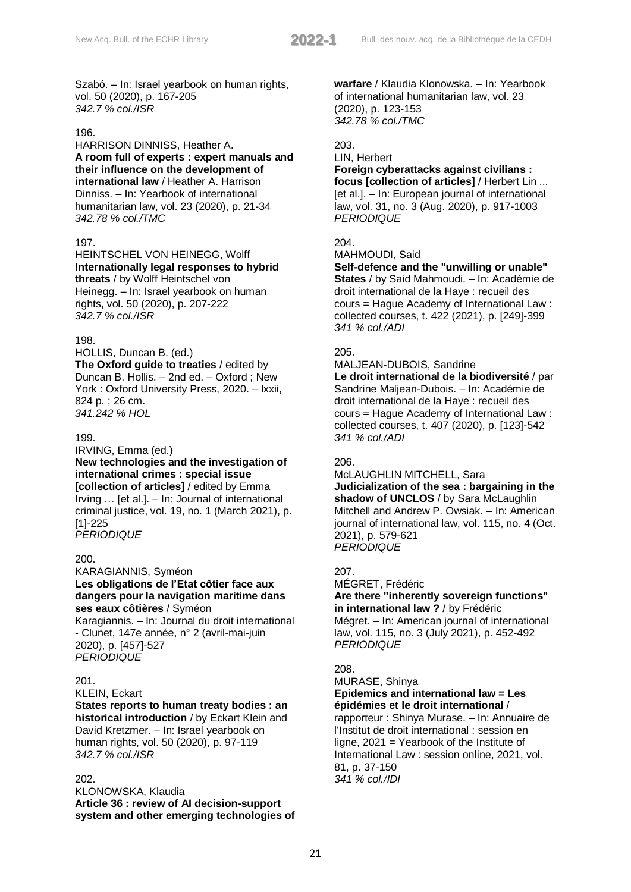Szabó. – In: Israel yearbook on human rights, vol. 50 (2020), p. 167-205
*342.7 % col./ISR*

196.
HARRISON DINNISS, Heather A.
**A room full of experts : expert manuals and their influence on the development of international law** / Heather A. Harrison Dinniss. – In: Yearbook of international humanitarian law, vol. 23 (2020), p. 21-34
*342.78 % col./TMC*

197.
HEINTSCHEL VON HEINEGG, Wolff
**Internationally legal responses to hybrid threats** / by Wolff Heintschel von Heinegg. – In: Israel yearbook on human rights, vol. 50 (2020), p. 207-222
*342.7 % col./ISR*

198.
HOLLIS, Duncan B. (ed.)
**The Oxford guide to treaties** / edited by Duncan B. Hollis. – 2nd ed. – Oxford ; New York : Oxford University Press, 2020. – lxxii, 824 p. ; 26 cm.
*341.242 % HOL*

199.
IRVING, Emma (ed.)
**New technologies and the investigation of international crimes : special issue [collection of articles]** / edited by Emma Irving … [et al.]. – In: Journal of international criminal justice, vol. 19, no. 1 (March 2021), p. [1]-225
*PERIODIQUE*

200.
KARAGIANNIS, Syméon
**Les obligations de l'Etat côtier face aux dangers pour la navigation maritime dans ses eaux côtières** / Syméon Karagiannis. – In: Journal du droit international - Clunet, 147e année, n° 2 (avril-mai-juin 2020), p. [457]-527
*PERIODIQUE*

201.
KLEIN, Eckart
**States reports to human treaty bodies : an historical introduction** / by Eckart Klein and David Kretzmer. – In: Israel yearbook on human rights, vol. 50 (2020), p. 97-119
*342.7 % col./ISR*

202.
KLONOWSKA, Klaudia
**Article 36 : review of AI decision-support system and other emerging technologies of warfare** / Klaudia Klonowska. – In: Yearbook of international humanitarian law, vol. 23 (2020), p. 123-153
*342.78 % col./TMC*

203.
LIN, Herbert
**Foreign cyberattacks against civilians : focus [collection of articles]** / Herbert Lin ... [et al.]. – In: European journal of international law, vol. 31, no. 3 (Aug. 2020), p. 917-1003
*PERIODIQUE*

204.
MAHMOUDI, Said
**Self-defence and the "unwilling or unable" States** / by Said Mahmoudi. – In: Académie de droit international de la Haye : recueil des cours = Hague Academy of International Law : collected courses, t. 422 (2021), p. [249]-399
*341 % col./ADI*

205.
MALJEAN-DUBOIS, Sandrine
**Le droit international de la biodiversité** / par Sandrine Maljean-Dubois. – In: Académie de droit international de la Haye : recueil des cours = Hague Academy of International Law : collected courses, t. 407 (2020), p. [123]-542
*341 % col./ADI*

206.
McLAUGHLIN MITCHELL, Sara
**Judicialization of the sea : bargaining in the shadow of UNCLOS** / by Sara McLaughlin Mitchell and Andrew P. Owsiak. – In: American journal of international law, vol. 115, no. 4 (Oct. 2021), p. 579-621
*PERIODIQUE*

207.
MÉGRET, Frédéric
**Are there "inherently sovereign functions" in international law ?** / by Frédéric Mégret. – In: American journal of international law, vol. 115, no. 3 (July 2021), p. 452-492
*PERIODIQUE*

208.
MURASE, Shinya
**Epidemics and international law = Les épidémies et le droit international** / rapporteur : Shinya Murase. – In: Annuaire de l'Institut de droit international : session en ligne, 2021 = Yearbook of the Institute of International Law : session online, 2021, vol. 81, p. 37-150
*341 % col./IDI*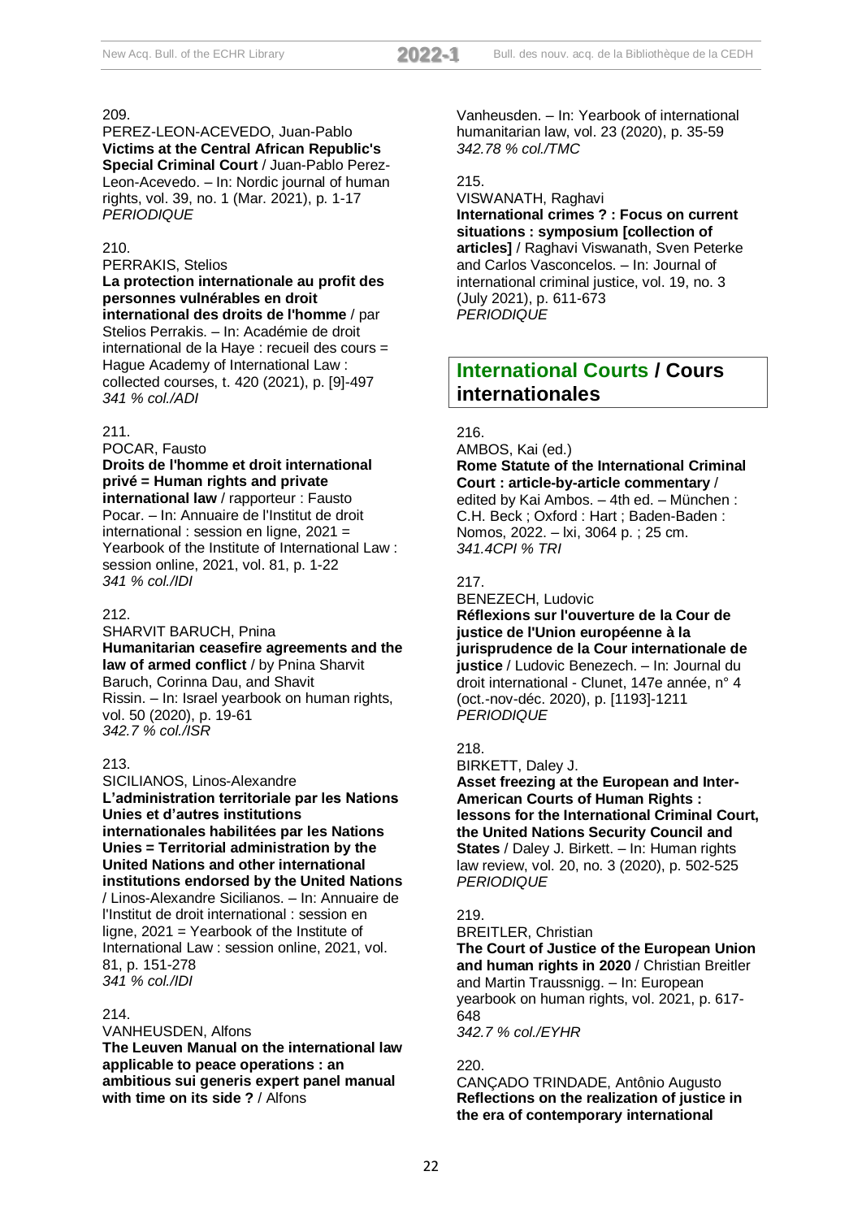209.
PEREZ-LEON-ACEVEDO, Juan-Pablo
**Victims at the Central African Republic's Special Criminal Court** / Juan-Pablo Perez-Leon-Acevedo. – In: Nordic journal of human rights, vol. 39, no. 1 (Mar. 2021), p. 1-17
*PERIODIQUE*

210.
PERRAKIS, Stelios
**La protection internationale au profit des personnes vulnérables en droit international des droits de l'homme** / par Stelios Perrakis. – In: Académie de droit international de la Haye : recueil des cours = Hague Academy of International Law : collected courses, t. 420 (2021), p. [9]-497
*341 % col./ADI*

211.
POCAR, Fausto
**Droits de l'homme et droit international privé = Human rights and private international law** / rapporteur : Fausto Pocar. – In: Annuaire de l'Institut de droit international : session en ligne, 2021 = Yearbook of the Institute of International Law : session online, 2021, vol. 81, p. 1-22
*341 % col./IDI*

212.
SHARVIT BARUCH, Pnina
**Humanitarian ceasefire agreements and the law of armed conflict** / by Pnina Sharvit Baruch, Corinna Dau, and Shavit Rissin. – In: Israel yearbook on human rights, vol. 50 (2020), p. 19-61
*342.7 % col./ISR*

213.
SICILIANOS, Linos-Alexandre
**L'administration territoriale par les Nations Unies et d'autres institutions internationales habilitées par les Nations Unies = Territorial administration by the United Nations and other international institutions endorsed by the United Nations** / Linos-Alexandre Sicilianos. – In: Annuaire de l'Institut de droit international : session en ligne, 2021 = Yearbook of the Institute of International Law : session online, 2021, vol. 81, p. 151-278
*341 % col./IDI*

214.
VANHEUSDEN, Alfons
**The Leuven Manual on the international law applicable to peace operations : an ambitious sui generis expert panel manual with time on its side ?** / Alfons Vanheusden. – In: Yearbook of international humanitarian law, vol. 23 (2020), p. 35-59
*342.78 % col./TMC*

215.
VISWANATH, Raghavi
**International crimes ? : Focus on current situations : symposium [collection of articles]** / Raghavi Viswanath, Sven Peterke and Carlos Vasconcelos. – In: Journal of international criminal justice, vol. 19, no. 3 (July 2021), p. 611-673
*PERIODIQUE*

## International Courts / Cours internationales

216.
AMBOS, Kai (ed.)
**Rome Statute of the International Criminal Court : article-by-article commentary** / edited by Kai Ambos. – 4th ed. – München : C.H. Beck ; Oxford : Hart ; Baden-Baden : Nomos, 2022. – lxi, 3064 p. ; 25 cm.
*341.4CPI % TRI*

217.
BENEZECH, Ludovic
**Réflexions sur l'ouverture de la Cour de justice de l'Union européenne à la jurisprudence de la Cour internationale de justice** / Ludovic Benezech. – In: Journal du droit international - Clunet, 147e année, n° 4 (oct.-nov-déc. 2020), p. [1193]-1211
*PERIODIQUE*

218.
BIRKETT, Daley J.
**Asset freezing at the European and Inter-American Courts of Human Rights : lessons for the International Criminal Court, the United Nations Security Council and States** / Daley J. Birkett. – In: Human rights law review, vol. 20, no. 3 (2020), p. 502-525
*PERIODIQUE*

219.
BREITLER, Christian
**The Court of Justice of the European Union and human rights in 2020** / Christian Breitler and Martin Traussnigg. – In: European yearbook on human rights, vol. 2021, p. 617-648
*342.7 % col./EYHR*

220.
CANÇADO TRINDADE, Antônio Augusto
**Reflections on the realization of justice in the era of contemporary international**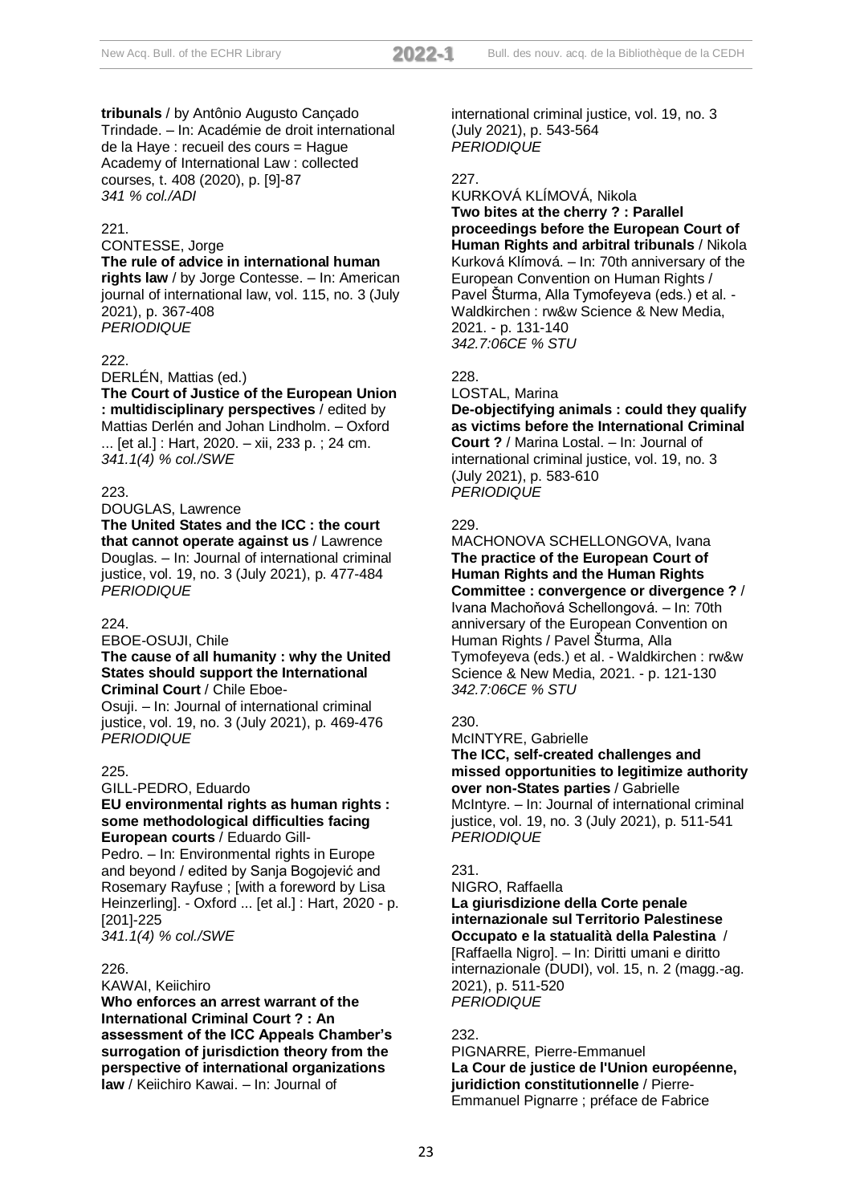**tribunals** / by Antônio Augusto Cançado Trindade. – In: Académie de droit international de la Haye : recueil des cours = Hague Academy of International Law : collected courses, t. 408 (2020), p. [9]-87
*341 % col./ADI*

221.
CONTESSE, Jorge
**The rule of advice in international human rights law** / by Jorge Contesse. – In: American journal of international law, vol. 115, no. 3 (July 2021), p. 367-408
*PERIODIQUE*

222.
DERLÉN, Mattias (ed.)
**The Court of Justice of the European Union : multidisciplinary perspectives** / edited by Mattias Derlén and Johan Lindholm. – Oxford ... [et al.] : Hart, 2020. – xii, 233 p. ; 24 cm.
*341.1(4) % col./SWE*

223.
DOUGLAS, Lawrence
**The United States and the ICC : the court that cannot operate against us** / Lawrence Douglas. – In: Journal of international criminal justice, vol. 19, no. 3 (July 2021), p. 477-484
*PERIODIQUE*

224.
EBOE-OSUJI, Chile
**The cause of all humanity : why the United States should support the International Criminal Court** / Chile Eboe-Osuji. – In: Journal of international criminal justice, vol. 19, no. 3 (July 2021), p. 469-476
*PERIODIQUE*

225.
GILL-PEDRO, Eduardo
**EU environmental rights as human rights : some methodological difficulties facing European courts** / Eduardo Gill-Pedro. – In: Environmental rights in Europe and beyond / edited by Sanja Bogojević and Rosemary Rayfuse ; [with a foreword by Lisa Heinzerling]. - Oxford ... [et al.] : Hart, 2020 - p. [201]-225
*341.1(4) % col./SWE*

226.
KAWAI, Keiichiro
**Who enforces an arrest warrant of the International Criminal Court ? : An assessment of the ICC Appeals Chamber's surrogation of jurisdiction theory from the perspective of international organizations law** / Keiichiro Kawai. – In: Journal of international criminal justice, vol. 19, no. 3 (July 2021), p. 543-564
*PERIODIQUE*

227.
KURKOVÁ KLÍMOVÁ, Nikola
**Two bites at the cherry ? : Parallel proceedings before the European Court of Human Rights and arbitral tribunals** / Nikola Kurková Klímová. – In: 70th anniversary of the European Convention on Human Rights / Pavel Šturma, Alla Tymofeyeva (eds.) et al. - Waldkirchen : rw&w Science & New Media, 2021. - p. 131-140
*342.7:06CE % STU*

228.
LOSTAL, Marina
**De-objectifying animals : could they qualify as victims before the International Criminal Court ?** / Marina Lostal. – In: Journal of international criminal justice, vol. 19, no. 3 (July 2021), p. 583-610
*PERIODIQUE*

229.
MACHONOVA SCHELLONGOVA, Ivana
**The practice of the European Court of Human Rights and the Human Rights Committee : convergence or divergence ?** / Ivana Machoňová Schellongová. – In: 70th anniversary of the European Convention on Human Rights / Pavel Šturma, Alla Tymofeyeva (eds.) et al. - Waldkirchen : rw&w Science & New Media, 2021. - p. 121-130
*342.7:06CE % STU*

230.
McINTYRE, Gabrielle
**The ICC, self-created challenges and missed opportunities to legitimize authority over non-States parties** / Gabrielle McIntyre. – In: Journal of international criminal justice, vol. 19, no. 3 (July 2021), p. 511-541
*PERIODIQUE*

231.
NIGRO, Raffaella
**La giurisdizione della Corte penale internazionale sul Territorio Palestinese Occupato e la statualità della Palestina** / [Raffaella Nigro]. – In: Diritti umani e diritto internazionale (DUDI), vol. 15, n. 2 (magg.-ag. 2021), p. 511-520
*PERIODIQUE*

232.
PIGNARRE, Pierre-Emmanuel
**La Cour de justice de l'Union européenne, juridiction constitutionnelle** / Pierre-Emmanuel Pignarre ; préface de Fabrice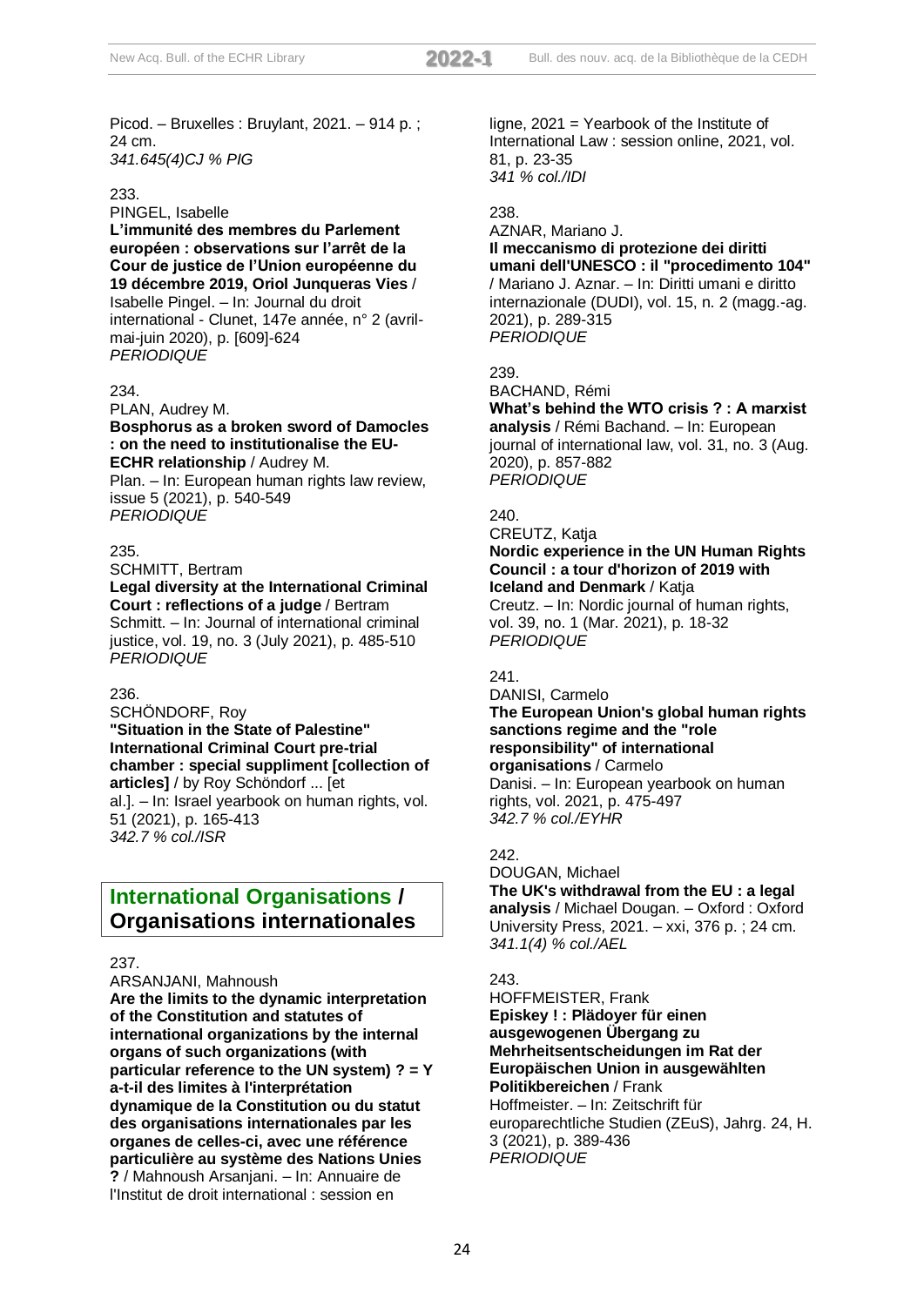Picod. – Bruxelles : Bruylant, 2021. – 914 p. ; 24 cm.
*341.645(4)CJ % PIG*

233.
PINGEL, Isabelle
**L'immunité des membres du Parlement européen : observations sur l'arrêt de la Cour de justice de l'Union européenne du 19 décembre 2019, Oriol Junqueras Vies** / Isabelle Pingel. – In: Journal du droit international - Clunet, 147e année, n° 2 (avril-mai-juin 2020), p. [609]-624
*PERIODIQUE*

234.
PLAN, Audrey M.
**Bosphorus as a broken sword of Damocles : on the need to institutionalise the EU-ECHR relationship** / Audrey M. Plan. – In: European human rights law review, issue 5 (2021), p. 540-549
*PERIODIQUE*

235.
SCHMITT, Bertram
**Legal diversity at the International Criminal Court : reflections of a judge** / Bertram Schmitt. – In: Journal of international criminal justice, vol. 19, no. 3 (July 2021), p. 485-510
*PERIODIQUE*

236.
SCHÖNDORF, Roy
**"Situation in the State of Palestine" International Criminal Court pre-trial chamber : special suppliment [collection of articles]** / by Roy Schöndorf ... [et al.]. – In: Israel yearbook on human rights, vol. 51 (2021), p. 165-413
*342.7 % col./ISR*

## International Organisations / Organisations internationales

237.
ARSANJANI, Mahnoush
**Are the limits to the dynamic interpretation of the Constitution and statutes of international organizations by the internal organs of such organizations (with particular reference to the UN system) ? = Y a-t-il des limites à l'interprétation dynamique de la Constitution ou du statut des organisations internationales par les organes de celles-ci, avec une référence particulière au système des Nations Unies ?** / Mahnoush Arsanjani. – In: Annuaire de l'Institut de droit international : session en ligne, 2021 = Yearbook of the Institute of International Law : session online, 2021, vol. 81, p. 23-35
*341 % col./IDI*

238.
AZNAR, Mariano J.
**Il meccanismo di protezione dei diritti umani dell'UNESCO : il "procedimento 104"** / Mariano J. Aznar. – In: Diritti umani e diritto internazionale (DUDI), vol. 15, n. 2 (magg.-ag. 2021), p. 289-315
*PERIODIQUE*

239.
BACHAND, Rémi
**What's behind the WTO crisis ? : A marxist analysis** / Rémi Bachand. – In: European journal of international law, vol. 31, no. 3 (Aug. 2020), p. 857-882
*PERIODIQUE*

240.
CREUTZ, Katja
**Nordic experience in the UN Human Rights Council : a tour d'horizon of 2019 with Iceland and Denmark** / Katja Creutz. – In: Nordic journal of human rights, vol. 39, no. 1 (Mar. 2021), p. 18-32
*PERIODIQUE*

241.
DANISI, Carmelo
**The European Union's global human rights sanctions regime and the "role responsibility" of international organisations** / Carmelo Danisi. – In: European yearbook on human rights, vol. 2021, p. 475-497
*342.7 % col./EYHR*

242.
DOUGAN, Michael
**The UK's withdrawal from the EU : a legal analysis** / Michael Dougan. – Oxford : Oxford University Press, 2021. – xxi, 376 p. ; 24 cm.
*341.1(4) % col./AEL*

243.
HOFFMEISTER, Frank
**Episkey ! : Plädoyer für einen ausgewogenen Übergang zu Mehrheitsentscheidungen im Rat der Europäischen Union in ausgewählten Politikbereichen** / Frank Hoffmeister. – In: Zeitschrift für europarechtliche Studien (ZEuS), Jahrg. 24, H. 3 (2021), p. 389-436
*PERIODIQUE*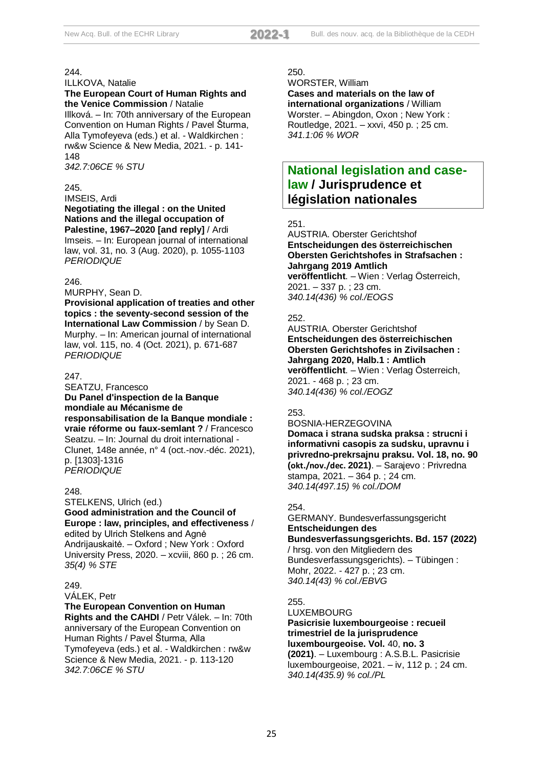244.
ILLKOVA, Natalie
**The European Court of Human Rights and the Venice Commission** / Natalie Illková. – In: 70th anniversary of the European Convention on Human Rights / Pavel Šturma, Alla Tymofeyeva (eds.) et al. - Waldkirchen : rw&w Science & New Media, 2021. - p. 141-148
*342.7:06CE % STU*

245.
IMSEIS, Ardi
**Negotiating the illegal : on the United Nations and the illegal occupation of Palestine, 1967–2020 [and reply]** / Ardi Imseis. – In: European journal of international law, vol. 31, no. 3 (Aug. 2020), p. 1055-1103
*PERIODIQUE*

246.
MURPHY, Sean D.
**Provisional application of treaties and other topics : the seventy-second session of the International Law Commission** / by Sean D. Murphy. – In: American journal of international law, vol. 115, no. 4 (Oct. 2021), p. 671-687
*PERIODIQUE*

247.
SEATZU, Francesco
**Du Panel d'inspection de la Banque mondiale au Mécanisme de responsabilisation de la Banque mondiale : vraie réforme ou faux-semlant ?** / Francesco Seatzu. – In: Journal du droit international - Clunet, 148e année, n° 4 (oct.-nov.-déc. 2021), p. [1303]-1316
*PERIODIQUE*

248.
STELKENS, Ulrich (ed.)
**Good administration and the Council of Europe : law, principles, and effectiveness** / edited by Ulrich Stelkens and Agnė Andrijauskaitė. – Oxford ; New York : Oxford University Press, 2020. – xcviii, 860 p. ; 26 cm.
*35(4) % STE*

249.
VÁLEK, Petr
**The European Convention on Human Rights and the CAHDI** / Petr Válek. – In: 70th anniversary of the European Convention on Human Rights / Pavel Šturma, Alla Tymofeyeva (eds.) et al. - Waldkirchen : rw&w Science & New Media, 2021. - p. 113-120
*342.7:06CE % STU*

250.
WORSTER, William
**Cases and materials on the law of international organizations** / William Worster. – Abingdon, Oxon ; New York : Routledge, 2021. – xxvi, 450 p. ; 25 cm.
*341.1:06 % WOR*

## National legislation and case-law / Jurisprudence et législation nationales

251.
AUSTRIA. Oberster Gerichtshof
**Entscheidungen des österreichischen Obersten Gerichtshofes in Strafsachen : Jahrgang 2019 Amtlich veröffentlicht**. – Wien : Verlag Österreich, 2021. – 337 p. ; 23 cm.
*340.14(436) % col./EOGS*

252.
AUSTRIA. Oberster Gerichtshof
**Entscheidungen des österreichischen Obersten Gerichtshofes in Zivilsachen : Jahrgang 2020, Halb.1 : Amtlich veröffentlicht**. – Wien : Verlag Österreich, 2021. - 468 p. ; 23 cm.
*340.14(436) % col./EOGZ*

253.
BOSNIA-HERZEGOVINA
**Domaca i strana sudska praksa : strucni i informativni casopis za sudsku, upravnu i privredno-prekrsajnu praksu. Vol. 18, no. 90 (okt./nov./dec. 2021)**. – Sarajevo : Privredna stampa, 2021. – 364 p. ; 24 cm.
*340.14(497.15) % col./DOM*

254.
GERMANY. Bundesverfassungsgericht
**Entscheidungen des Bundesverfassungsgerichts. Bd. 157 (2022)** / hrsg. von den Mitgliedern des Bundesverfassungsgerichts). – Tübingen : Mohr, 2022. - 427 p. ; 23 cm.
*340.14(43) % col./EBVG*

255.
LUXEMBOURG
**Pasicrisie luxembourgeoise : recueil trimestriel de la jurisprudence luxembourgeoise. Vol.** 40, **no. 3 (2021)**. – Luxembourg : A.S.B.L. Pasicrisie luxembourgeoise, 2021. – iv, 112 p. ; 24 cm.
*340.14(435.9) % col./PL*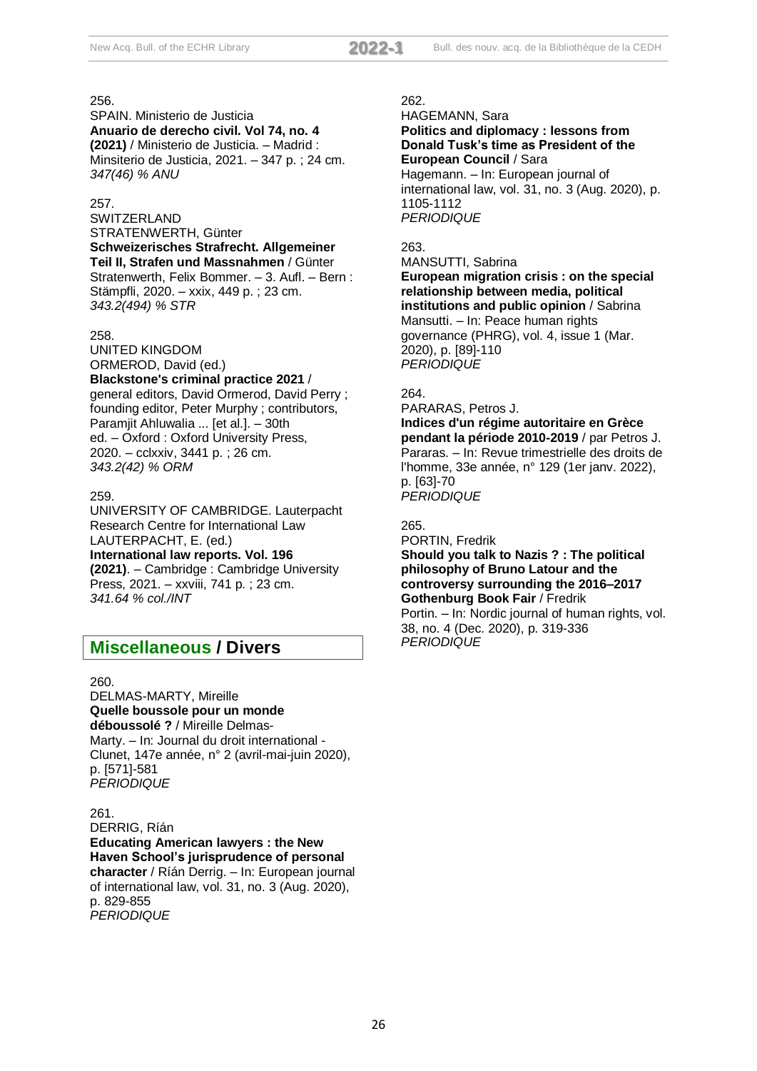256.
SPAIN. Ministerio de Justicia
**Anuario de derecho civil. Vol 74, no. 4 (2021)** / Ministerio de Justicia. – Madrid : Minsiterio de Justicia, 2021. – 347 p. ; 24 cm.
*347(46) % ANU*

257.
SWITZERLAND
STRATENWERTH, Günter
**Schweizerisches Strafrecht. Allgemeiner Teil II, Strafen und Massnahmen** / Günter Stratenwerth, Felix Bommer. – 3. Aufl. – Bern : Stämpfli, 2020. – xxix, 449 p. ; 23 cm.
*343.2(494) % STR*

258.
UNITED KINGDOM
ORMEROD, David (ed.)
**Blackstone's criminal practice 2021** / general editors, David Ormerod, David Perry ; founding editor, Peter Murphy ; contributors, Paramjit Ahluwalia ... [et al.]. – 30th ed. – Oxford : Oxford University Press, 2020. – cclxxiv, 3441 p. ; 26 cm.
*343.2(42) % ORM*

259.
UNIVERSITY OF CAMBRIDGE. Lauterpacht Research Centre for International Law
LAUTERPACHT, E. (ed.)
**International law reports. Vol. 196 (2021)**. – Cambridge : Cambridge University Press, 2021. – xxviii, 741 p. ; 23 cm.
*341.64 % col./INT*

## Miscellaneous / Divers

260.
DELMAS-MARTY, Mireille
**Quelle boussole pour un monde déboussolé ?** / Mireille Delmas-Marty. – In: Journal du droit international - Clunet, 147e année, n° 2 (avril-mai-juin 2020), p. [571]-581
*PERIODIQUE*

261.
DERRIG, Rían
**Educating American lawyers : the New Haven School's jurisprudence of personal character** / Rían Derrig. – In: European journal of international law, vol. 31, no. 3 (Aug. 2020), p. 829-855
*PERIODIQUE*

262.
HAGEMANN, Sara
**Politics and diplomacy : lessons from Donald Tusk's time as President of the European Council** / Sara Hagemann. – In: European journal of international law, vol. 31, no. 3 (Aug. 2020), p. 1105-1112
*PERIODIQUE*

263.
MANSUTTI, Sabrina
**European migration crisis : on the special relationship between media, political institutions and public opinion** / Sabrina Mansutti. – In: Peace human rights governance (PHRG), vol. 4, issue 1 (Mar. 2020), p. [89]-110
*PERIODIQUE*

264.
PARARAS, Petros J.
**Indices d'un régime autoritaire en Grèce pendant la période 2010-2019** / par Petros J. Pararas. – In: Revue trimestrielle des droits de l'homme, 33e année, n° 129 (1er janv. 2022), p. [63]-70
*PERIODIQUE*

265.
PORTIN, Fredrik
**Should you talk to Nazis ? : The political philosophy of Bruno Latour and the controversy surrounding the 2016–2017 Gothenburg Book Fair** / Fredrik Portin. – In: Nordic journal of human rights, vol. 38, no. 4 (Dec. 2020), p. 319-336
*PERIODIQUE*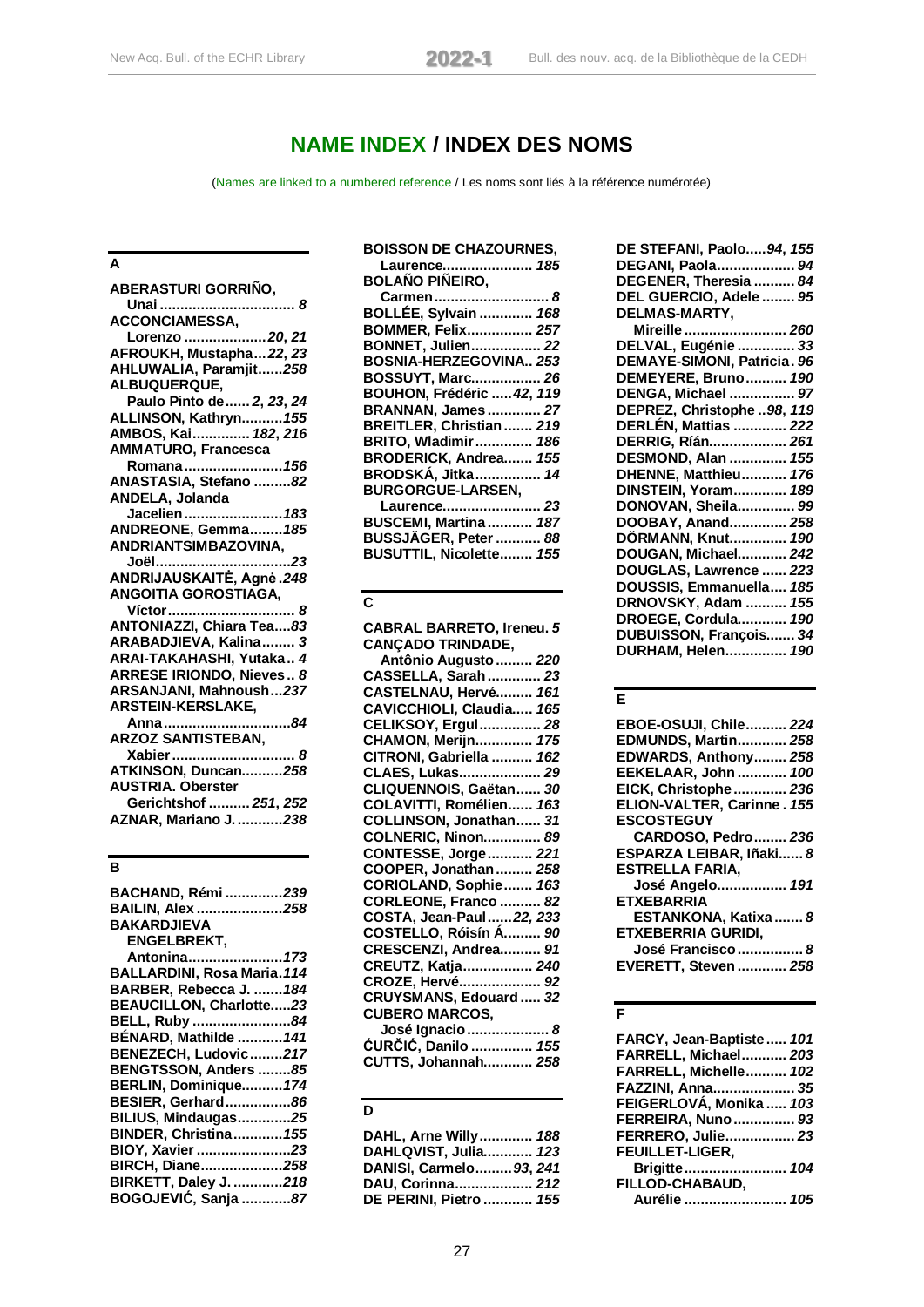# NAME INDEX / INDEX DES NOMS

(Names are linked to a numbered reference / Les noms sont liés à la référence numérotée)

## A

**ABERASTURI GORRIÑO, Unai** ... *8*
**ACCONCIAMESSA, Lorenzo** ... *20, 21*
**AFROUKH, Mustapha** ... *22, 23*
**AHLUWALIA, Paramjit** ... *258*
**ALBUQUERQUE, Paulo Pinto de** ... *2, 23, 24*
**ALLINSON, Kathryn** ... *155*
**AMBOS, Kai** ... *182, 216*
**AMMATURO, Francesca Romana** ... *156*
**ANASTASIA, Stefano** ... *82*
**ANDELA, Jolanda Jacelien** ... *183*
**ANDREONE, Gemma** ... *185*
**ANDRIANTSIMBAZOVINA, Joël** ... *23*
**ANDRIJAUSKAITĖ, Agnė** ... *248*
**ANGOITIA GOROSTIAGA, Víctor** ... *8*
**ANTONIAZZI, Chiara Tea** ... *83*
**ARABADJIEVA, Kalina** ... *3*
**ARAI-TAKAHASHI, Yutaka** ... *4*
**ARRESE IRIONDO, Nieves** ... *8*
**ARSANJANI, Mahnoush** ... *237*
**ARSTEIN-KERSLAKE, Anna** ... *84*
**ARZOZ SANTISTEBAN, Xabier** ... *8*
**ATKINSON, Duncan** ... *258*
**AUSTRIA. Oberster Gerichtshof** ... *251, 252*
**AZNAR, Mariano J.** ... *238*

## B

**BACHAND, Rémi** ... *239*
**BAILIN, Alex** ... *258*
**BAKARDJIEVA ENGELBREKT, Antonina** ... *173*
**BALLARDINI, Rosa Maria** ... *114*
**BARBER, Rebecca J.** ... *184*
**BEAUCILLON, Charlotte** ... *23*
**BELL, Ruby** ... *84*
**BÉNARD, Mathilde** ... *141*
**BENEZECH, Ludovic** ... *217*
**BENGTSSON, Anders** ... *85*
**BERLIN, Dominique** ... *174*
**BESIER, Gerhard** ... *86*
**BILIUS, Mindaugas** ... *25*
**BINDER, Christina** ... *155*
**BIOY, Xavier** ... *23*
**BIRCH, Diane** ... *258*
**BIRKETT, Daley J.** ... *218*
**BOGOJEVIĆ, Sanja** ... *87*
**BOISSON DE CHAZOURNES, Laurence** ... *185*
**BOLAÑO PIÑEIRO, Carmen** ... *8*
**BOLLÉE, Sylvain** ... *168*
**BOMMER, Felix** ... *257*
**BONNET, Julien** ... *22*
**BOSNIA-HERZEGOVINA** ... *253*
**BOSSUYT, Marc** ... *26*
**BOUHON, Frédéric** ... *42, 119*
**BRANNAN, James** ... *27*
**BREITLER, Christian** ... *219*
**BRITO, Wladimir** ... *186*
**BRODERICK, Andrea** ... *155*
**BRODSKÁ, Jitka** ... *14*
**BURGORGUE-LARSEN, Laurence** ... *23*
**BUSCEMI, Martina** ... *187*
**BUSSJÄGER, Peter** ... *88*
**BUSUTTIL, Nicolette** ... *155*

## C

**CABRAL BARRETO, Ireneu** ... *5*
**CANÇADO TRINDADE, Antônio Augusto** ... *220*
**CASSELLA, Sarah** ... *23*
**CASTELNAU, Hervé** ... *161*
**CAVICCHIOLI, Claudia** ... *165*
**CELIKSOY, Ergul** ... *28*
**CHAMON, Merijn** ... *175*
**CITRONI, Gabriella** ... *162*
**CLAES, Lukas** ... *29*
**CLIQUENNOIS, Gaëtan** ... *30*
**COLAVITTI, Romélien** ... *163*
**COLLINSON, Jonathan** ... *31*
**COLNERIC, Ninon** ... *89*
**CONTESSE, Jorge** ... *221*
**COOPER, Jonathan** ... *258*
**CORIOLAND, Sophie** ... *163*
**CORLEONE, Franco** ... *82*
**COSTA, Jean-Paul** ... *22, 233*
**COSTELLO, Róisín Á.** ... *90*
**CRESCENZI, Andrea** ... *91*
**CREUTZ, Katja** ... *240*
**CROZE, Hervé** ... *92*
**CRUYSMANS, Edouard** ... *32*
**CUBERO MARCOS, José Ignacio** ... *8*
**ĆURČIĆ, Danilo** ... *155*
**CUTTS, Johannah** ... *258*

## D

**DAHL, Arne Willy** ... *188*
**DAHLQVIST, Julia** ... *123*
**DANISI, Carmelo** ... *93, 241*
**DAU, Corinna** ... *212*
**DE PERINI, Pietro** ... *155*
**DE STEFANI, Paolo** ... *94, 155*
**DEGANI, Paola** ... *94*
**DEGENER, Theresia** ... *84*
**DEL GUERCIO, Adele** ... *95*
**DELMAS-MARTY, Mireille** ... *260*
**DELVAL, Eugénie** ... *33*
**DEMAYE-SIMONI, Patricia** ... *96*
**DEMEYERE, Bruno** ... *190*
**DENGA, Michael** ... *97*
**DEPREZ, Christophe** ... *98, 119*
**DERLÉN, Mattias** ... *222*
**DERRIG, Rían** ... *261*
**DESMOND, Alan** ... *155*
**DHENNE, Matthieu** ... *176*
**DINSTEIN, Yoram** ... *189*
**DONOVAN, Sheila** ... *99*
**DOOBAY, Anand** ... *258*
**DÖRMANN, Knut** ... *190*
**DOUGAN, Michael** ... *242*
**DOUGLAS, Lawrence** ... *223*
**DOUSSIS, Emmanuella** ... *185*
**DRNOVSKY, Adam** ... *155*
**DROEGE, Cordula** ... *190*
**DUBUISSON, François** ... *34*
**DURHAM, Helen** ... *190*

## E

**EBOE-OSUJI, Chile** ... *224*
**EDMUNDS, Martin** ... *258*
**EDWARDS, Anthony** ... *258*
**EEKELAAR, John** ... *100*
**EICK, Christophe** ... *236*
**ELION-VALTER, Carinne** ... *155*
**ESCOSTEGUY CARDOSO, Pedro** ... *236*
**ESPARZA LEIBAR, Iñaki** ... *8*
**ESTRELLA FARIA, José Angelo** ... *191*
**ETXEBARRIA ESTANKONA, Katixa** ... *8*
**ETXEBERRIA GURIDI, José Francisco** ... *8*
**EVERETT, Steven** ... *258*

## F

**FARCY, Jean-Baptiste** ... *101*
**FARRELL, Michael** ... *203*
**FARRELL, Michelle** ... *102*
**FAZZINI, Anna** ... *35*
**FEIGERLOVÁ, Monika** ... *103*
**FERREIRA, Nuno** ... *93*
**FERRERO, Julie** ... *23*
**FEUILLET-LIGER, Brigitte** ... *104*
**FILLOD-CHABAUD, Aurélie** ... *105*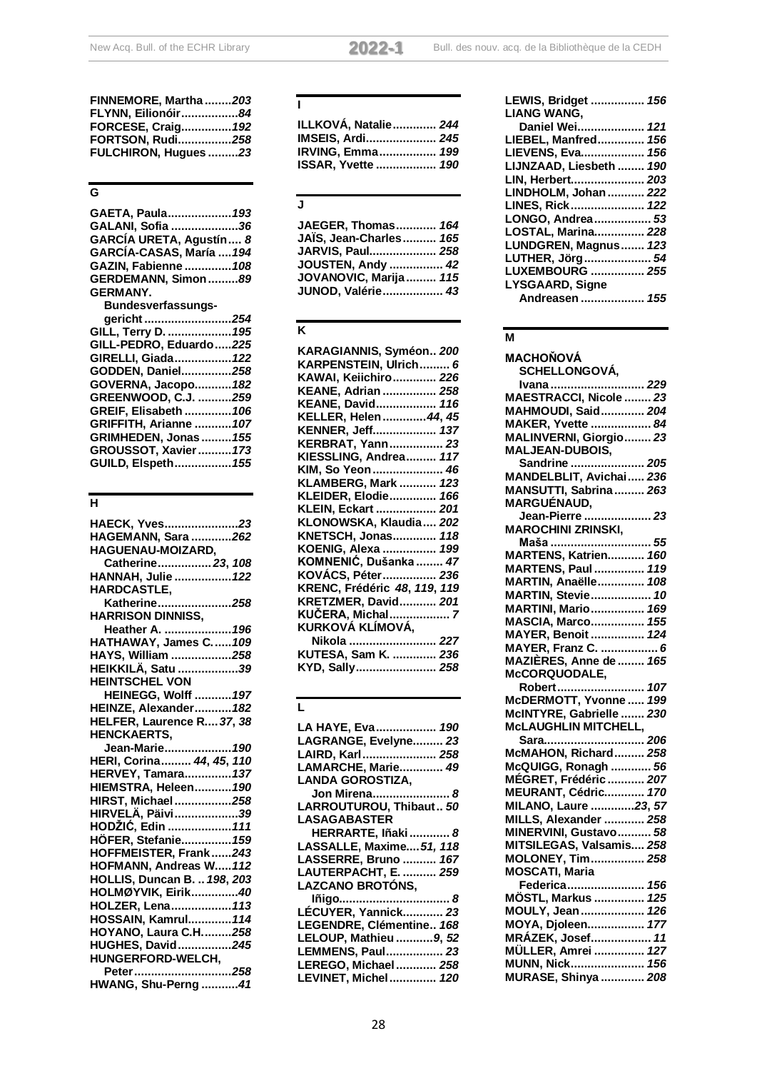FINNEMORE, Martha ........*203*
FLYNN, Eilionóir.................*84*
FORCESE, Craig...............*192*
FORTSON, Rudi................*258*
FULCHIRON, Hugues .........*23*

## G

GAETA, Paula...................*193*
GALANI, Sofia ....................*36*
GARCÍA URETA, Agustín.... *8*
GARCÍA-CASAS, María ....*194*
GAZIN, Fabienne ..............*108*
GERDEMANN, Simon .........*89*
GERMANY. Bundesverfassungs-gericht ..........................*254*
GILL, Terry D. ...................*195*
GILL-PEDRO, Eduardo.....*225*
GIRELLI, Giada.................*122*
GODDEN, Daniel...............*258*
GOVERNA, Jacopo...........*182*
GREENWOOD, C.J. ..........*259*
GREIF, Elisabeth ..............*106*
GRIFFITH, Arianne ...........*107*
GRIMHEDEN, Jonas .........*155*
GROUSSOT, Xavier ..........*173*
GUILD, Elspeth.................*155*

## H

HAECK, Yves......................*23*
HAGEMANN, Sara ............*262*
HAGUENAU-MOIZARD, Catherine................*23*, *108*
HANNAH, Julie .................*122*
HARDCASTLE, Katherine......................*258*
HARRISON DINNISS, Heather A. ....................*196*
HATHAWAY, James C......*109*
HAYS, William ..................*258*
HEIKKILÄ, Satu ..................*39*
HEINTSCHEL VON HEINEGG, Wolff ...........*197*
HEINZE, Alexander...........*182*
HELFER, Laurence R....*37*, *38*
HENCKAERTS, Jean-Marie....................*190*
HERI, Corina......... *44*, *45*, *110*
HERVEY, Tamara..............*137*
HIEMSTRA, Heleen...........*190*
HIRST, Michael .................*258*
HIRVELÄ, Päivi...................*39*
HODŽIĆ, Edin ...................*111*
HÖFER, Stefanie...............*159*
HOFFMEISTER, Frank......*243*
HOFMANN, Andreas W.....*112*
HOLLIS, Duncan B. .. *198*, *203*
HOLMØYVIK, Eirik..............*40*
HOLZER, Lena..................*113*
HOSSAIN, Kamrul.............*114*
HOYANO, Laura C.H. ........*258*
HUGHES, David................*245*
HUNGERFORD-WELCH, Peter............................*258*
HWANG, Shu-Perng ...........*41*

## I

ILLKOVÁ, Natalie............. *244*
IMSEIS, Ardi..................... *245*
IRVING, Emma................. *199*
ISSAR, Yvette .................. *190*

## J

JAEGER, Thomas............ *164*
JAÏS, Jean-Charles.......... *165*
JARVIS, Paul.................... *258*
JOUSTEN, Andy ................ *42*
JOVANOVIC, Marija ......... *115*
JUNOD, Valérie.................. *43*

## K

KARAGIANNIS, Syméon.. *200*
KARPENSTEIN, Ulrich......... *6*
KAWAI, Keiichiro............. *226*
KEANE, Adrian ................ *258*
KEANE, David.................. *116*
KELLER, Helen .............*44*, *45*
KENNER, Jeff................... *137*
KERBRAT, Yann................ *23*
KIESSLING, Andrea......... *117*
KIM, So Yeon..................... *46*
KLAMBERG, Mark ........... *123*
KLEIDER, Elodie.............. *166*
KLEIN, Eckart .................. *201*
KLONOWSKA, Klaudia.... *202*
KNETSCH, Jonas............. *118*
KOENIG, Alexa ................ *199*
KOMNENIĆ, Dušanka ........ *47*
KOVÁCS, Péter................ *236*
KRENC, Frédéric *48*, *119*, *119*
KRETZMER, David........... *201*
KUČERA, Michal.................. *7*
KURKOVÁ KLÍMOVÁ, Nikola .......................... *227*
KUTESA, Sam K. ............. *236*
KYD, Sally........................ *258*

## L

LA HAYE, Eva.................. *190*
LAGRANGE, Evelyne......... *23*
LAIRD, Karl...................... *258*
LAMARCHE, Marie............. *49*
LANDA GOROSTIZA, Jon Mirena....................... *8*
LARROUTUROU, Thibaut.. *50*
LASAGABASTER HERRARTE, Iñaki ............ *8*
LASSALLE, Maxime....*51*, *118*
LASSERRE, Bruno .......... *167*
LAUTERPACHT, E. .......... *259*
LAZCANO BROTÓNS, Iñigo................................ *8*
LÉCUYER, Yannick............ *23*
LEGENDRE, Clémentine.. *168*
LELOUP, Mathieu ...........*9*, *52*
LEMMENS, Paul................. *23*
LEREGO, Michael ............ *258*
LEVINET, Michel.............. *120*

LEWIS, Bridget ................ *156*
LIANG WANG, Daniel Wei.................... *121*
LIEBEL, Manfred.............. *156*
LIEVENS, Eva.................. *156*
LIJNZAAD, Liesbeth ........ *190*
LIN, Herbert...................... *203*
LINDHOLM, Johan ........... *222*
LINES, Rick...................... *122*
LONGO, Andrea ................. *53*
LOSTAL, Marina............... *228*
LUNDGREN, Magnus....... *123*
LUTHER, Jörg .................... *54*
LUXEMBOURG ................ *255*
LYSGAARD, Signe Andreasen ................... *155*

## M

MACHOŇOVÁ SCHELLONGOVÁ, Ivana ............................ *229*
MAESTRACCI, Nicole ........ *23*
MAHMOUDI, Said............. *204*
MAKER, Yvette .................. *84*
MALINVERNI, Giorgio........ *23*
MALJEAN-DUBOIS, Sandrine ...................... *205*
MANDELBLIT, Avichai..... *236*
MANSUTTI, Sabrina......... *263*
MARGUÉNAUD, Jean-Pierre .................... *23*
MAROCHINI ZRINSKI, Maša ............................... *55*
MARTENS, Katrien........... *160*
MARTENS, Paul ............... *119*
MARTIN, Anaëlle.............. *108*
MARTIN, Stevie.................. *10*
MARTINI, Mario................ *169*
MASCIA, Marco................ *155*
MAYER, Benoit ................ *124*
MAYER, Franz C. ................. *6*
MAZIÈRES, Anne de ........ *165*
McCORQUODALE, Robert.......................... *107*
McDERMOTT, Yvonne ..... *199*
McINTYRE, Gabrielle ....... *230*
McLAUGHLIN MITCHELL, Sara............................. *206*
McMAHON, Richard......... *258*
McQUIGG, Ronagh ............ *56*
MÉGRET, Frédéric ........... *207*
MEURANT, Cédric............ *170*
MILANO, Laure .............*23*, *57*
MILLS, Alexander ............ *258*
MINERVINI, Gustavo.......... *58*
MITSILEGAS, Valsamis.... *258*
MOLONEY, Tim................ *258*
MOSCATI, Maria Federica....................... *156*
MÖSTL, Markus ............... *125*
MOULY, Jean................... *126*
MOYA, Djoleen................. *177*
MRÁZEK, Josef.................. *11*
MÜLLER, Amrei ............... *127*
MUNN, Nick...................... *156*
MURASE, Shinya ............. *208*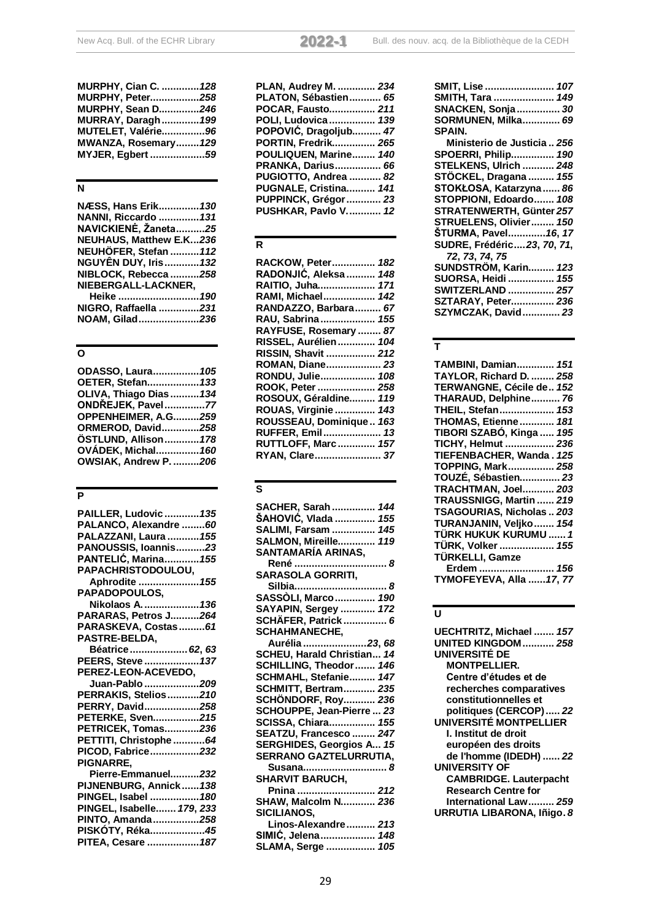MURPHY, Cian C. .............*128*
MURPHY, Peter.................*258*
MURPHY, Sean D..............*246*
MURRAY, Daragh.............*199*
MUTELET, Valérie...............*96*
MWANZA, Rosemary........*129*
MYJER, Egbert ...................*59*

## N

NÆSS, Hans Erik..............*130*
NANNI, Riccardo ..............*131*
NAVICKIENĖ, Žaneta..........*25*
NEUHAUS, Matthew E.K...*236*
NEUHÖFER, Stefan ..........*112*
NGUYÊN DUY, Iris............*132*
NIBLOCK, Rebecca ..........*258*
NIEBERGALL-LACKNER, Heike ............................*190*
NIGRO, Raffaella ..............*231*
NOAM, Gilad.....................*236*

## O

ODASSO, Laura................*105*
OETER, Stefan..................*133*
OLIVA, Thiago Dias ..........*134*
ONDŘEJEK, Pavel..............*77*
OPPENHEIMER, A.G.........*259*
ORMEROD, David.............*258*
ÖSTLUND, Allison............*178*
OVÁDEK, Michal...............*160*
OWSIAK, Andrew P. .........*206*

## P

PAILLER, Ludovic ............*135*
PALANCO, Alexandre ........*60*
PALAZZANI, Laura ...........*155*
PANOUSSIS, Ioannis..........*23*
PANTELIĆ, Marina............*155*
PAPACHRISTODOULOU, Aphrodite .....................*155*
PAPADOPOULOS, Nikolaos A. ...................*136*
PARARAS, Petros J..........*264*
PARASKEVA, Costas.........*61*
PASTRE-BELDA, Béatrice.................... *62*, *63*
PEERS, Steve ...................*137*
PEREZ-LEON-ACEVEDO, Juan-Pablo ...................*209*
PERRAKIS, Stelios...........*210*
PERRY, David...................*258*
PETERKE, Sven................*215*
PETRICEK, Tomas............*236*
PETTITI, Christophe...........*64*
PICOD, Fabrice.................*232*
PIGNARRE, Pierre-Emmanuel..........*232*
PIJNENBURG, Annick......*138*
PINGEL, Isabel .................*180*
PINGEL, Isabelle....... *179*, *233*
PINTO, Amanda................*258*
PISKÓTY, Réka...................*45*
PITEA, Cesare ..................*187*

PLAN, Audrey M. ............. *234*
PLATON, Sébastien........... *65*
POCAR, Fausto................ *211*
POLI, Ludovica................ *139*
POPOVIĆ, Dragoljub.......... *47*
PORTIN, Fredrik............... *265*
POULIQUEN, Marine........ *140*
PRANKA, Darius................ *66*
PUGIOTTO, Andrea ........... *82*
PUGNALE, Cristina.......... *141*
PUPPINCK, Grégor ............ *23*
PUSHKAR, Pavlo V............ *12*

## R

RACKOW, Peter............... *182*
RADONJIĆ, Aleksa .......... *148*
RAITIO, Juha.................... *171*
RAMI, Michael.................. *142*
RANDAZZO, Barbara......... *67*
RAU, Sabrina ................... *155*
RAYFUSE, Rosemary ........ *87*
RISSEL, Aurélien ............. *104*
RISSIN, Shavit ................. *212*
ROMAN, Diane................... *23*
RONDU, Julie................... *108*
ROOK, Peter .................... *258*
ROSOUX, Géraldine......... *119*
ROUAS, Virginie .............. *143*
ROUSSEAU, Dominique .. *163*
RUFFER, Emil .................... *13*
RUTTLOFF, Marc ............. *157*
RYAN, Clare....................... *37*

## S

SACHER, Sarah ............... *144*
ŠAHOVIĆ, Vlada .............. *155*
SALIMI, Farsam ............... *145*
SALMON, Mireille............. *119*
SANTAMARÍA ARINAS, René ................................ *8*
SARASOLA GORRITI, Silbia................................ *8*
SASSÒLI, Marco.............. *190*
SAYAPIN, Sergey ............ *172*
SCHÄFER, Patrick ............... *6*
SCHAHMANECHE, Aurélia ......................*23*, *68*
SCHEU, Harald Christian... *14*
SCHILLING, Theodor....... *146*
SCHMAHL, Stefanie......... *147*
SCHMITT, Bertram........... *235*
SCHÖNDORF, Roy........... *236*
SCHOUPPE, Jean-Pierre ... *23*
SCISSA, Chiara................ *155*
SEATZU, Francesco ........ *247*
SERGHIDES, Georgios A... *15*
SERRANO GAZTELURRUTIA, Susana............................. *8*
SHARVIT BARUCH, Pnina ........................... *212*
SHAW, Malcolm N............ *236*
SICILIANOS, Linos-Alexandre.......... *213*
SIMIĆ, Jelena................... *148*
SLAMA, Serge ................. *105*

SMIT, Lise ........................ *107*
SMITH, Tara ..................... *149*
SNACKEN, Sonja ............... *30*
SORMUNEN, Milka............. *69*
SPAIN. Ministerio de Justicia .. *256*
SPOERRI, Philip............... *190*
STELKENS, Ulrich ........... *248*
STÖCKEL, Dragana ......... *155*
STOKŁOSA, Katarzyna...... *86*
STOPPIONI, Edoardo....... *108*
STRATENWERTH, Günter *257*
STRUELENS, Olivier........ *150*
ŠTURMA, Pavel.............*16*, *17*
SUDRE, Frédéric....*23*, *70*, *71*, *72*, *73*, *74*, *75*
SUNDSTRÖM, Karin......... *123*
SUORSA, Heidi ................ *155*
SWITZERLAND ................ *257*
SZTARAY, Peter............... *236*
SZYMCZAK, David............. *23*

## T

TAMBINI, Damian............. *151*
TAYLOR, Richard D. ........ *258*
TERWANGNE, Cécile de.. *152*
THARAUD, Delphine.......... *76*
THEIL, Stefan................... *153*
THOMAS, Etienne............ *181*
TIBORI SZABÓ, Kinga ..... *195*
TICHY, Helmut ................. *236*
TIEFENBACHER, Wanda . *125*
TOPPING, Mark................ *258*
TOUZÉ, Sébastien.............. *23*
TRACHTMAN, Joel........... *203*
TRAUSSNIGG, Martin ...... *219*
TSAGOURIAS, Nicholas .. *203*
TURANJANIN, Veljko....... *154*
TÜRK HUKUK KURUMU ...... *1*
TÜRK, Volker ................... *155*
TÜRKELLI, Gamze Erdem .......................... *156*
TYMOFEYEVA, Alla ......*17*, *77*

## U

UECHTRITZ, Michael ....... *157*
UNITED KINGDOM........... *258*
UNIVERSITÉ DE MONTPELLIER. Centre d'études et de recherches comparatives constitutionnelles et politiques (CERCOP)..... *22*
UNIVERSITÉ MONTPELLIER I. Institut de droit européen des droits de l'homme (IDEDH) ...... *22*
UNIVERSITY OF CAMBRIDGE. Lauterpacht Research Centre for International Law......... *259*
URRUTIA LIBARONA, Iñigo. *8*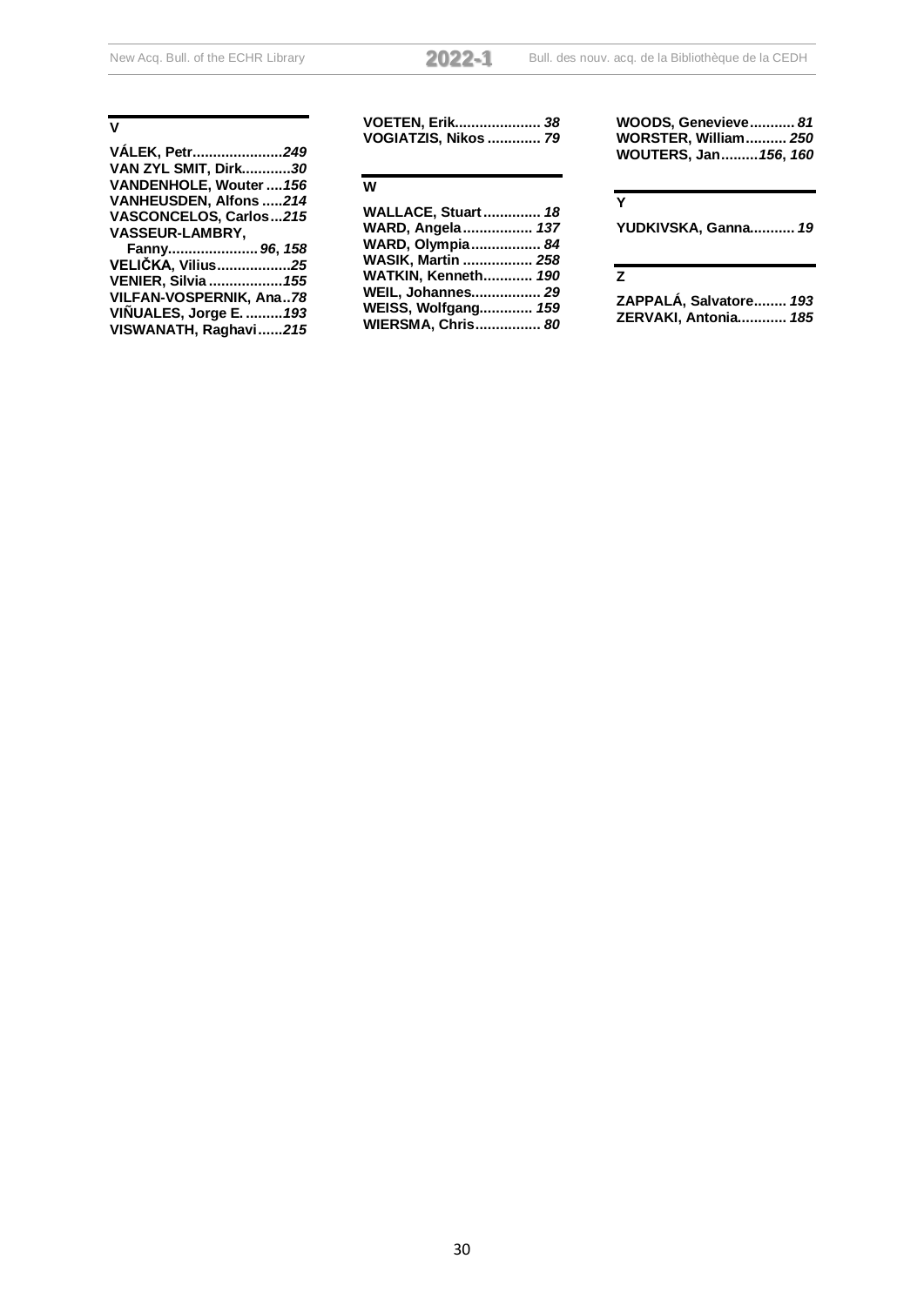## V

**VÁLEK, Petr**......................***249***
**VAN ZYL SMIT, Dirk**............***30***
**VANDENHOLE, Wouter**....***156***
**VANHEUSDEN, Alfons**.....***214***
**VASCONCELOS, Carlos**...***215***
**VASSEUR-LAMBRY, Fanny**......................***96***, ***158***
**VELIČKA, Vilius**..................***25***
**VENIER, Silvia**..................***155***
**VILFAN-VOSPERNIK, Ana**..***78***
**VIÑUALES, Jorge E.** .........***193***
**VISWANATH, Raghavi**......***215***
**VOETEN, Erik**..................... ***38***
**VOGIATZIS, Nikos** ............. ***79***

## W

**WALLACE, Stuart** .............. ***18***
**WARD, Angela** ................. ***137***
**WARD, Olympia** ................. ***84***
**WASIK, Martin** ................. ***258***
**WATKIN, Kenneth**............ ***190***
**WEIL, Johannes**................. ***29***
**WEISS, Wolfgang**............. ***159***
**WIERSMA, Chris**................ ***80***
**WOODS, Genevieve**........... ***81***
**WORSTER, William**.......... ***250***
**WOUTERS, Jan**.........***156***, ***160***

## Y

**YUDKIVSKA, Ganna**........... ***19***

## Z

**ZAPPALÁ, Salvatore**........ ***193***
**ZERVAKI, Antonia**............ ***185***